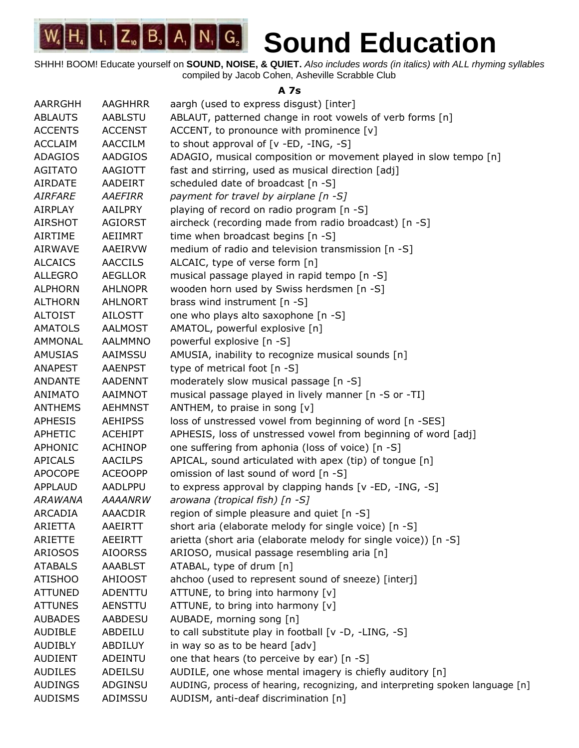# WHIZBANG Sound Education

SHHH! BOOM! Educate yourself on **SOUND, NOISE, & QUIET.** *Also includes words (in italics) with ALL rhyming syllables*
compiled by Jacob Cohen, Asheville Scrabble Club

### A 7s

| | | |
|---|---|---|
| AARRGHH | AAGHHRR | aargh (used to express disgust) [inter] |
| ABLAUTS | AABLSTU | ABLAUT, patterned change in root vowels of verb forms [n] |
| ACCENTS | ACCENST | ACCENT, to pronounce with prominence [v] |
| ACCLAIM | AACCILM | to shout approval of [v -ED, -ING, -S] |
| ADAGIOS | AADGIOS | ADAGIO, musical composition or movement played in slow tempo [n] |
| AGITATO | AAGIOTT | fast and stirring, used as musical direction [adj] |
| AIRDATE | AADEIRT | scheduled date of broadcast [n -S] |
| *AIRFARE* | *AAEFIRR* | *payment for travel by airplane [n -S]* |
| AIRPLAY | AAILPRY | playing of record on radio program [n -S] |
| AIRSHOT | AGIORST | aircheck (recording made from radio broadcast) [n -S] |
| AIRTIME | AEIIMRT | time when broadcast begins [n -S] |
| AIRWAVE | AAEIRVW | medium of radio and television transmission [n -S] |
| ALCAICS | AACCILS | ALCAIC, type of verse form [n] |
| ALLEGRO | AEGLLOR | musical passage played in rapid tempo [n -S] |
| ALPHORN | AHLNOPR | wooden horn used by Swiss herdsmen [n -S] |
| ALTHORN | AHLNORT | brass wind instrument [n -S] |
| ALTOIST | AILOSTT | one who plays alto saxophone [n -S] |
| AMATOLS | AALMOST | AMATOL, powerful explosive [n] |
| AMMONAL | AALMMNO | powerful explosive [n -S] |
| AMUSIAS | AAIMSSU | AMUSIA, inability to recognize musical sounds [n] |
| ANAPEST | AAENPST | type of metrical foot [n -S] |
| ANDANTE | AADENNT | moderately slow musical passage [n -S] |
| ANIMATO | AAIMNOT | musical passage played in lively manner [n -S or -TI] |
| ANTHEMS | AEHMNST | ANTHEM, to praise in song [v] |
| APHESIS | AEHIPSS | loss of unstressed vowel from beginning of word [n -SES] |
| APHETIC | ACEHIPT | APHESIS, loss of unstressed vowel from beginning of word [adj] |
| APHONIC | ACHINOP | one suffering from aphonia (loss of voice) [n -S] |
| APICALS | AACILPS | APICAL, sound articulated with apex (tip) of tongue [n] |
| APOCOPE | ACEOOPP | omission of last sound of word [n -S] |
| APPLAUD | AADLPPU | to express approval by clapping hands [v -ED, -ING, -S] |
| *ARAWANA* | *AAAANRW* | *arowana (tropical fish) [n -S]* |
| ARCADIA | AAACDIR | region of simple pleasure and quiet [n -S] |
| ARIETTA | AAEIRTT | short aria (elaborate melody for single voice) [n -S] |
| ARIETTE | AEEIRTT | arietta (short aria (elaborate melody for single voice)) [n -S] |
| ARIOSOS | AIOORSS | ARIOSO, musical passage resembling aria [n] |
| ATABALS | AAABLST | ATABAL, type of drum [n] |
| ATISHOO | AHIOOST | ahchoo (used to represent sound of sneeze) [interj] |
| ATTUNED | ADENTTU | ATTUNE, to bring into harmony [v] |
| ATTUNES | AENSTTU | ATTUNE, to bring into harmony [v] |
| AUBADES | AABDESU | AUBADE, morning song [n] |
| AUDIBLE | ABDEILU | to call substitute play in football [v -D, -LING, -S] |
| AUDIBLY | ABDILUY | in way so as to be heard [adv] |
| AUDIENT | ADEINTU | one that hears (to perceive by ear) [n -S] |
| AUDILES | ADEILSU | AUDILE, one whose mental imagery is chiefly auditory [n] |
| AUDINGS | ADGINSU | AUDING, process of hearing, recognizing, and interpreting spoken language [n] |
| AUDISMS | ADIMSSU | AUDISM, anti-deaf discrimination [n] |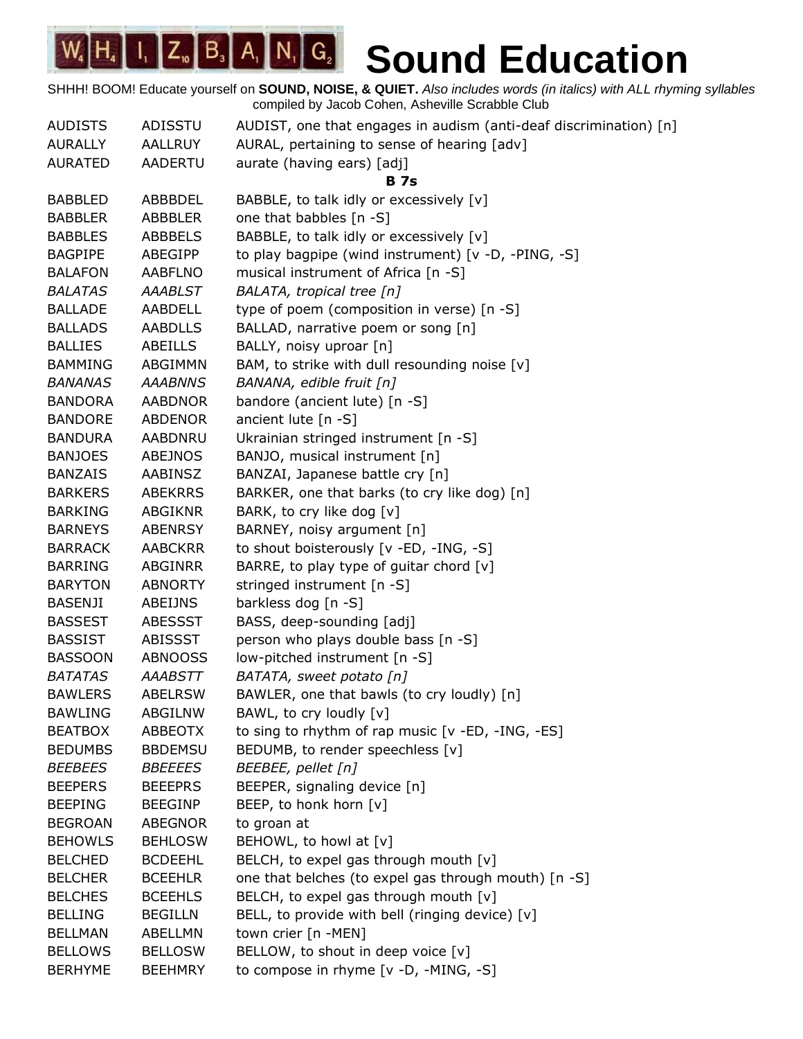# Sound Education

SHHH! BOOM! Educate yourself on **SOUND, NOISE, & QUIET.** *Also includes words (in italics) with ALL rhyming syllables*
compiled by Jacob Cohen, Asheville Scrabble Club

| | | |
|---|---|---|
| AUDISTS | ADISSTU | AUDIST, one that engages in audism (anti-deaf discrimination) [n] |
| AURALLY | AALLRUY | AURAL, pertaining to sense of hearing [adv] |
| AURATED | AADERTU | aurate (having ears) [adj] |
| | | **B 7s** |
| BABBLED | ABBBDEL | BABBLE, to talk idly or excessively [v] |
| BABBLER | ABBBLER | one that babbles [n -S] |
| BABBLES | ABBBELS | BABBLE, to talk idly or excessively [v] |
| BAGPIPE | ABEGIPP | to play bagpipe (wind instrument) [v -D, -PING, -S] |
| BALAFON | AABFLNO | musical instrument of Africa [n -S] |
| *BALATAS* | *AAABLST* | *BALATA, tropical tree [n]* |
| BALLADE | AABDELL | type of poem (composition in verse) [n -S] |
| BALLADS | AABDLLS | BALLAD, narrative poem or song [n] |
| BALLIES | ABEILLS | BALLY, noisy uproar [n] |
| BAMMING | ABGIMMN | BAM, to strike with dull resounding noise [v] |
| *BANANAS* | *AAABNNS* | *BANANA, edible fruit [n]* |
| BANDORA | AABDNOR | bandore (ancient lute) [n -S] |
| BANDORE | ABDENOR | ancient lute [n -S] |
| BANDURA | AABDNRU | Ukrainian stringed instrument [n -S] |
| BANJOES | ABEJNOS | BANJO, musical instrument [n] |
| BANZAIS | AABINSZ | BANZAI, Japanese battle cry [n] |
| BARKERS | ABEKRRS | BARKER, one that barks (to cry like dog) [n] |
| BARKING | ABGIKNR | BARK, to cry like dog [v] |
| BARNEYS | ABENRSY | BARNEY, noisy argument [n] |
| BARRACK | AABCKRR | to shout boisterously [v -ED, -ING, -S] |
| BARRING | ABGINRR | BARRE, to play type of guitar chord [v] |
| BARYTON | ABNORTY | stringed instrument [n -S] |
| BASENJI | ABEIJNS | barkless dog [n -S] |
| BASSEST | ABESSST | BASS, deep-sounding [adj] |
| BASSIST | ABISSST | person who plays double bass [n -S] |
| BASSOON | ABNOOSS | low-pitched instrument [n -S] |
| *BATATAS* | *AAABSTT* | *BATATA, sweet potato [n]* |
| BAWLERS | ABELRSW | BAWLER, one that bawls (to cry loudly) [n] |
| BAWLING | ABGILNW | BAWL, to cry loudly [v] |
| BEATBOX | ABBEOTX | to sing to rhythm of rap music [v -ED, -ING, -ES] |
| BEDUMBS | BBDEMSU | BEDUMB, to render speechless [v] |
| *BEEBEES* | *BBEEEES* | *BEEBEE, pellet [n]* |
| BEEPERS | BEEEPRS | BEEPER, signaling device [n] |
| BEEPING | BEEGINP | BEEP, to honk horn [v] |
| BEGROAN | ABEGNOR | to groan at |
| BEHOWLS | BEHLOSW | BEHOWL, to howl at [v] |
| BELCHED | BCDEEHL | BELCH, to expel gas through mouth [v] |
| BELCHER | BCEEHLR | one that belches (to expel gas through mouth) [n -S] |
| BELCHES | BCEEHLS | BELCH, to expel gas through mouth [v] |
| BELLING | BEGILLN | BELL, to provide with bell (ringing device) [v] |
| BELLMAN | ABELLMN | town crier [n -MEN] |
| BELLOWS | BELLOSW | BELLOW, to shout in deep voice [v] |
| BERHYME | BEEHMRY | to compose in rhyme [v -D, -MING, -S] |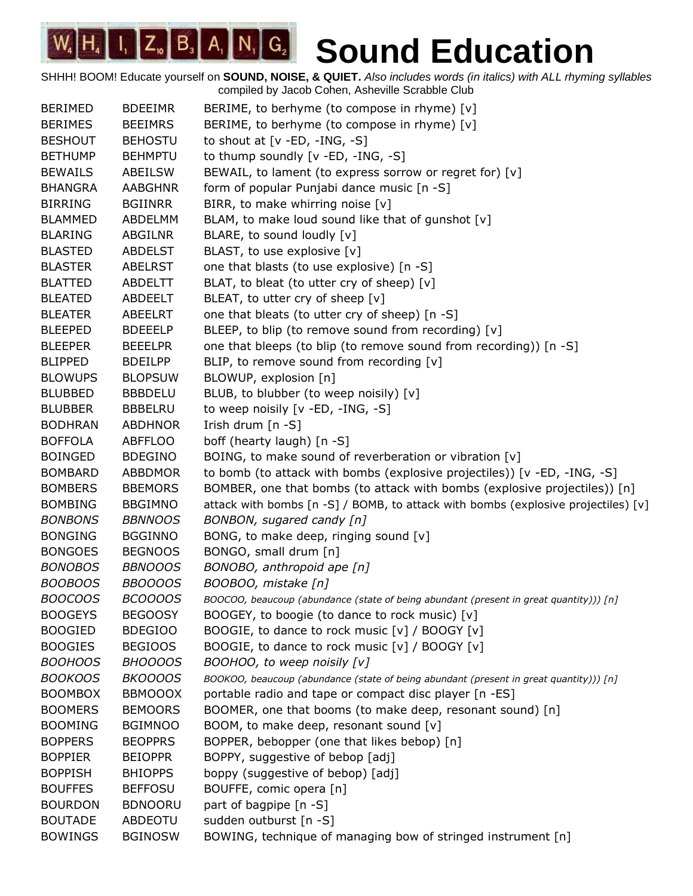# Sound Education

SHHH! BOOM! Educate yourself on **SOUND, NOISE, & QUIET.** *Also includes words (in italics) with ALL rhyming syllables* compiled by Jacob Cohen, Asheville Scrabble Club

| | | |
|---|---|---|
| BERIMED | BDEEIMR | BERIME, to berhyme (to compose in rhyme) [v] |
| BERIMES | BEEIMRS | BERIME, to berhyme (to compose in rhyme) [v] |
| BESHOUT | BEHOSTU | to shout at [v -ED, -ING, -S] |
| BETHUMP | BEHMPTU | to thump soundly [v -ED, -ING, -S] |
| BEWAILS | ABEILSW | BEWAIL, to lament (to express sorrow or regret for) [v] |
| BHANGRA | AABGHNR | form of popular Punjabi dance music [n -S] |
| BIRRING | BGIINRR | BIRR, to make whirring noise [v] |
| BLAMMED | ABDELMM | BLAM, to make loud sound like that of gunshot [v] |
| BLARING | ABGILNR | BLARE, to sound loudly [v] |
| BLASTED | ABDELST | BLAST, to use explosive [v] |
| BLASTER | ABELRST | one that blasts (to use explosive) [n -S] |
| BLATTED | ABDELTT | BLAT, to bleat (to utter cry of sheep) [v] |
| BLEATED | ABDEELT | BLEAT, to utter cry of sheep [v] |
| BLEATER | ABEELRT | one that bleats (to utter cry of sheep) [n -S] |
| BLEEPED | BDEEELP | BLEEP, to blip (to remove sound from recording) [v] |
| BLEEPER | BEEELPR | one that bleeps (to blip (to remove sound from recording)) [n -S] |
| BLIPPED | BDEILPP | BLIP, to remove sound from recording [v] |
| BLOWUPS | BLOPSUW | BLOWUP, explosion [n] |
| BLUBBED | BBBDELU | BLUB, to blubber (to weep noisily) [v] |
| BLUBBER | BBBELRU | to weep noisily [v -ED, -ING, -S] |
| BODHRAN | ABDHNOR | Irish drum [n -S] |
| BOFFOLA | ABFFLOO | boff (hearty laugh) [n -S] |
| BOINGED | BDEGINO | BOING, to make sound of reverberation or vibration [v] |
| BOMBARD | ABBDMOR | to bomb (to attack with bombs (explosive projectiles)) [v -ED, -ING, -S] |
| BOMBERS | BBEMORS | BOMBER, one that bombs (to attack with bombs (explosive projectiles)) [n] |
| BOMBING | BBGIMNO | attack with bombs [n -S] / BOMB, to attack with bombs (explosive projectiles) [v] |
| *BONBONS* | *BBNNOOS* | *BONBON, sugared candy [n]* |
| BONGING | BGGINNO | BONG, to make deep, ringing sound [v] |
| BONGOES | BEGNOOS | BONGO, small drum [n] |
| *BONOBOS* | *BBNOOOS* | *BONOBO, anthropoid ape [n]* |
| *BOOBOOS* | *BBOOOOS* | *BOOBOO, mistake [n]* |
| *BOOCOOS* | *BCOOOOS* | *BOOCOO, beaucoup (abundance (state of being abundant (present in great quantity))) [n]* |
| BOOGEYS | BEGOOSY | BOOGEY, to boogie (to dance to rock music) [v] |
| BOOGIED | BDEGIOO | BOOGIE, to dance to rock music [v] / BOOGY [v] |
| BOOGIES | BEGIOOS | BOOGIE, to dance to rock music [v] / BOOGY [v] |
| *BOOHOOS* | *BHOOOOS* | *BOOHOO, to weep noisily [v]* |
| *BOOKOOS* | *BKOOOOS* | *BOOKOO, beaucoup (abundance (state of being abundant (present in great quantity))) [n]* |
| BOOMBOX | BBMOOOX | portable radio and tape or compact disc player [n -ES] |
| BOOMERS | BEMOORS | BOOMER, one that booms (to make deep, resonant sound) [n] |
| BOOMING | BGIMNOO | BOOM, to make deep, resonant sound [v] |
| BOPPERS | BEOPPRS | BOPPER, bebopper (one that likes bebop) [n] |
| BOPPIER | BEIOPPR | BOPPY, suggestive of bebop [adj] |
| BOPPISH | BHIOPPS | boppy (suggestive of bebop) [adj] |
| BOUFFES | BEFFOSU | BOUFFE, comic opera [n] |
| BOURDON | BDNOORU | part of bagpipe [n -S] |
| BOUTADE | ABDEOTU | sudden outburst [n -S] |
| BOWINGS | BGINOSW | BOWING, technique of managing bow of stringed instrument [n] |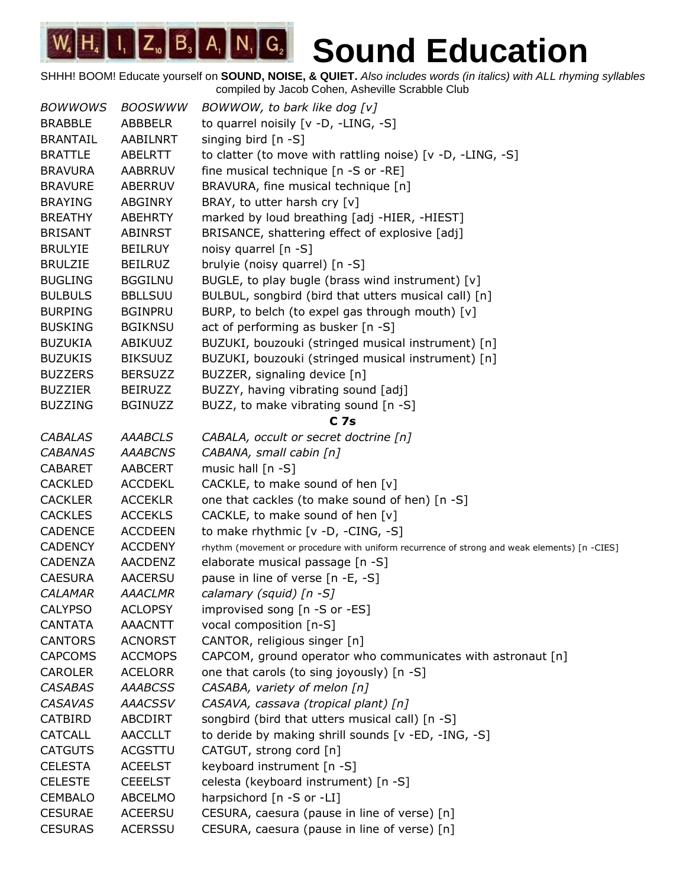# Sound Education

SHHH! BOOM! Educate yourself on **SOUND, NOISE, & QUIET.** *Also includes words (in italics) with ALL rhyming syllables*
compiled by Jacob Cohen, Asheville Scrabble Club

| | | |
|---|---|---|
| *BOWWOWS* | *BOOSWWW* | *BOWWOW, to bark like dog [v]* |
| BRABBLE | ABBBELR | to quarrel noisily [v -D, -LING, -S] |
| BRANTAIL | AABILNRT | singing bird [n -S] |
| BRATTLE | ABELRTT | to clatter (to move with rattling noise) [v -D, -LING, -S] |
| BRAVURA | AABRRUV | fine musical technique [n -S or -RE] |
| BRAVURE | ABERRUV | BRAVURA, fine musical technique [n] |
| BRAYING | ABGINRY | BRAY, to utter harsh cry [v] |
| BREATHY | ABEHRTY | marked by loud breathing [adj -HIER, -HIEST] |
| BRISANT | ABINRST | BRISANCE, shattering effect of explosive [adj] |
| BRULYIE | BEILRUY | noisy quarrel [n -S] |
| BRULZIE | BEILRUZ | brulyie (noisy quarrel) [n -S] |
| BUGLING | BGGILNU | BUGLE, to play bugle (brass wind instrument) [v] |
| BULBULS | BBLLSUU | BULBUL, songbird (bird that utters musical call) [n] |
| BURPING | BGINPRU | BURP, to belch (to expel gas through mouth) [v] |
| BUSKING | BGIKNSU | act of performing as busker [n -S] |
| BUZUKIA | ABIKUUZ | BUZUKI, bouzouki (stringed musical instrument) [n] |
| BUZUKIS | BIKSUUZ | BUZUKI, bouzouki (stringed musical instrument) [n] |
| BUZZERS | BERSUZZ | BUZZER, signaling device [n] |
| BUZZIER | BEIRUZZ | BUZZY, having vibrating sound [adj] |
| BUZZING | BGINUZZ | BUZZ, to make vibrating sound [n -S] |
| | | **C 7s** |
| *CABALAS* | *AAABCLS* | *CABALA, occult or secret doctrine [n]* |
| *CABANAS* | *AAABCNS* | *CABANA, small cabin [n]* |
| CABARET | AABCERT | music hall [n -S] |
| CACKLED | ACCDEKL | CACKLE, to make sound of hen [v] |
| CACKLER | ACCEKLR | one that cackles (to make sound of hen) [n -S] |
| CACKLES | ACCEKLS | CACKLE, to make sound of hen [v] |
| CADENCE | ACCDEEN | to make rhythmic [v -D, -CING, -S] |
| CADENCY | ACCDENY | rhythm (movement or procedure with uniform recurrence of strong and weak elements) [n -CIES] |
| CADENZA | AACDENZ | elaborate musical passage [n -S] |
| CAESURA | AACERSU | pause in line of verse [n -E, -S] |
| *CALAMAR* | *AAACLMR* | *calamary (squid) [n -S]* |
| CALYPSO | ACLOPSY | improvised song [n -S or -ES] |
| CANTATA | AAACNTT | vocal composition [n-S] |
| CANTORS | ACNORST | CANTOR, religious singer [n] |
| CAPCOMS | ACCMOPS | CAPCOM, ground operator who communicates with astronaut [n] |
| CAROLER | ACELORR | one that carols (to sing joyously) [n -S] |
| *CASABAS* | *AAABCSS* | *CASABA, variety of melon [n]* |
| *CASAVAS* | *AAACSSV* | *CASAVA, cassava (tropical plant) [n]* |
| CATBIRD | ABCDIRT | songbird (bird that utters musical call) [n -S] |
| CATCALL | AACCLLT | to deride by making shrill sounds [v -ED, -ING, -S] |
| CATGUTS | ACGSTTU | CATGUT, strong cord [n] |
| CELESTA | ACEELST | keyboard instrument [n -S] |
| CELESTE | CEEELST | celesta (keyboard instrument) [n -S] |
| CEMBALO | ABCELMO | harpsichord [n -S or -LI] |
| CESURAE | ACEERSU | CESURA, caesura (pause in line of verse) [n] |
| CESURAS | ACERSSU | CESURA, caesura (pause in line of verse) [n] |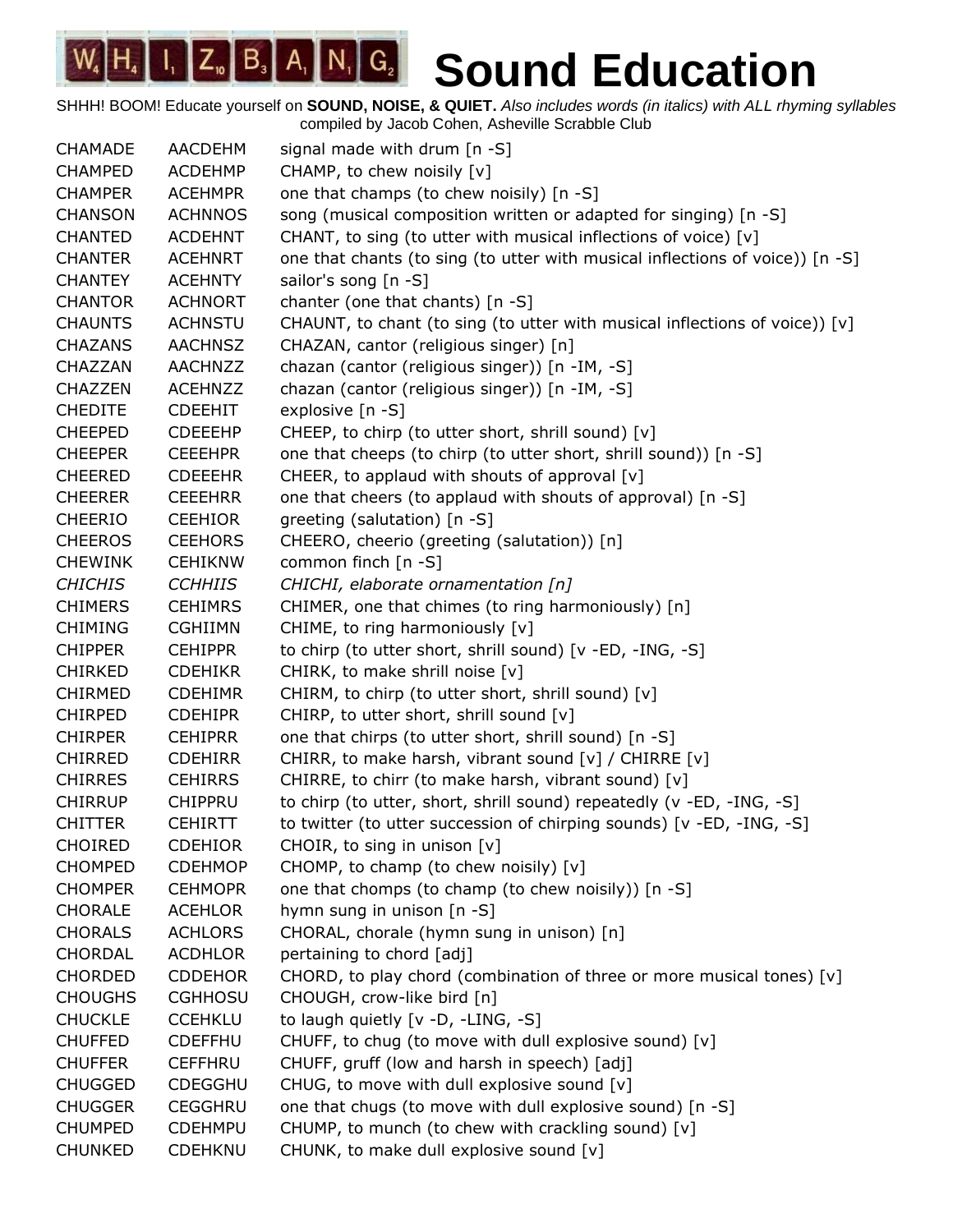# WHIZBANG Sound Education

SHHH! BOOM! Educate yourself on **SOUND, NOISE, & QUIET.** *Also includes words (in italics) with ALL rhyming syllables*
compiled by Jacob Cohen, Asheville Scrabble Club

| | | |
|---|---|---|
| CHAMADE | AACDEHM | signal made with drum [n -S] |
| CHAMPED | ACDEHMP | CHAMP, to chew noisily [v] |
| CHAMPER | ACEHMPR | one that champs (to chew noisily) [n -S] |
| CHANSON | ACHNNOS | song (musical composition written or adapted for singing) [n -S] |
| CHANTED | ACDEHNT | CHANT, to sing (to utter with musical inflections of voice) [v] |
| CHANTER | ACEHNRT | one that chants (to sing (to utter with musical inflections of voice)) [n -S] |
| CHANTEY | ACEHNTY | sailor's song [n -S] |
| CHANTOR | ACHNORT | chanter (one that chants) [n -S] |
| CHAUNTS | ACHNSTU | CHAUNT, to chant (to sing (to utter with musical inflections of voice)) [v] |
| CHAZANS | AACHNSZ | CHAZAN, cantor (religious singer) [n] |
| CHAZZAN | AACHNZZ | chazan (cantor (religious singer)) [n -IM, -S] |
| CHAZZEN | ACEHNZZ | chazan (cantor (religious singer)) [n -IM, -S] |
| CHEDITE | CDEEHIT | explosive [n -S] |
| CHEEPED | CDEEEHP | CHEEP, to chirp (to utter short, shrill sound) [v] |
| CHEEPER | CEEEHPR | one that cheeps (to chirp (to utter short, shrill sound)) [n -S] |
| CHEERED | CDEEEHR | CHEER, to applaud with shouts of approval [v] |
| CHEERER | CEEEHRR | one that cheers (to applaud with shouts of approval) [n -S] |
| CHEERIO | CEEHIOR | greeting (salutation) [n -S] |
| CHEEROS | CEEHORS | CHEERO, cheerio (greeting (salutation)) [n] |
| CHEWINK | CEHIKNW | common finch [n -S] |
| *CHICHIS* | *CCHHIIS* | *CHICHI, elaborate ornamentation [n]* |
| CHIMERS | CEHIMRS | CHIMER, one that chimes (to ring harmoniously) [n] |
| CHIMING | CGHIIMN | CHIME, to ring harmoniously [v] |
| CHIPPER | CEHIPPR | to chirp (to utter short, shrill sound) [v -ED, -ING, -S] |
| CHIRKED | CDEHIKR | CHIRK, to make shrill noise [v] |
| CHIRMED | CDEHIMR | CHIRM, to chirp (to utter short, shrill sound) [v] |
| CHIRPED | CDEHIPR | CHIRP, to utter short, shrill sound [v] |
| CHIRPER | CEHIPRR | one that chirps (to utter short, shrill sound) [n -S] |
| CHIRRED | CDEHIRR | CHIRR, to make harsh, vibrant sound [v] / CHIRRE [v] |
| CHIRRES | CEHIRRS | CHIRRE, to chirr (to make harsh, vibrant sound) [v] |
| CHIRRUP | CHIPPRU | to chirp (to utter, short, shrill sound) repeatedly (v -ED, -ING, -S] |
| CHITTER | CEHIRTT | to twitter (to utter succession of chirping sounds) [v -ED, -ING, -S] |
| CHOIRED | CDEHIOR | CHOIR, to sing in unison [v] |
| CHOMPED | CDEHMOP | CHOMP, to champ (to chew noisily) [v] |
| CHOMPER | CEHMOPR | one that chomps (to champ (to chew noisily)) [n -S] |
| CHORALE | ACEHLOR | hymn sung in unison [n -S] |
| CHORALS | ACHLORS | CHORAL, chorale (hymn sung in unison) [n] |
| CHORDAL | ACDHLOR | pertaining to chord [adj] |
| CHORDED | CDDEHOR | CHORD, to play chord (combination of three or more musical tones) [v] |
| CHOUGHS | CGHHOSU | CHOUGH, crow-like bird [n] |
| CHUCKLE | CCEHKLU | to laugh quietly [v -D, -LING, -S] |
| CHUFFED | CDEFFHU | CHUFF, to chug (to move with dull explosive sound) [v] |
| CHUFFER | CEFFHRU | CHUFF, gruff (low and harsh in speech) [adj] |
| CHUGGED | CDEGGHU | CHUG, to move with dull explosive sound [v] |
| CHUGGER | CEGGHRU | one that chugs (to move with dull explosive sound) [n -S] |
| CHUMPED | CDEHMPU | CHUMP, to munch (to chew with crackling sound) [v] |
| CHUNKED | CDEHKNU | CHUNK, to make dull explosive sound [v] |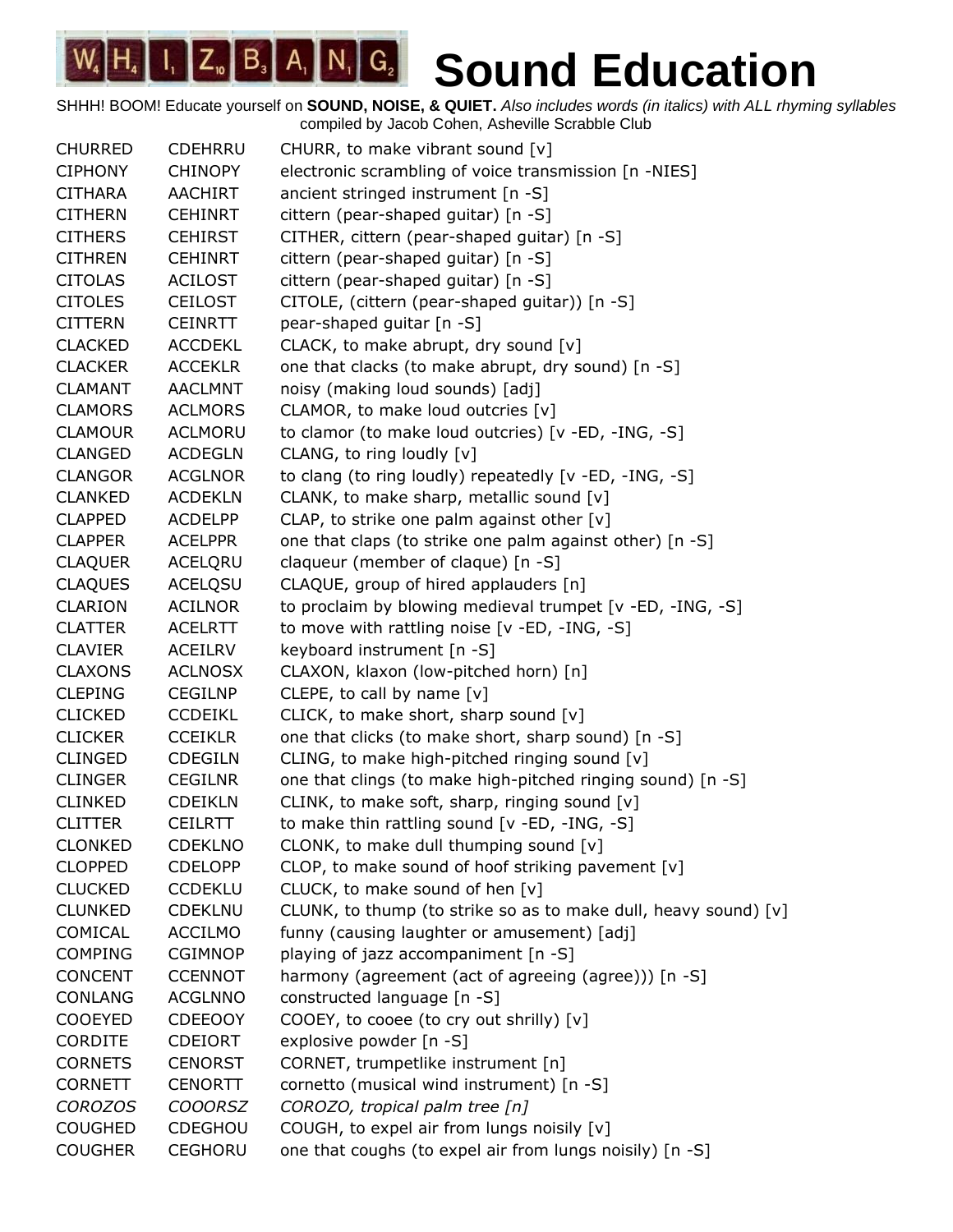# Sound Education

SHHH! BOOM! Educate yourself on **SOUND, NOISE, & QUIET.** *Also includes words (in italics) with ALL rhyming syllables*
compiled by Jacob Cohen, Asheville Scrabble Club

| | | |
|---|---|---|
| CHURRED | CDEHRRU | CHURR, to make vibrant sound [v] |
| CIPHONY | CHINOPY | electronic scrambling of voice transmission [n -NIES] |
| CITHARA | AACHIRT | ancient stringed instrument [n -S] |
| CITHERN | CEHINRT | cittern (pear-shaped guitar) [n -S] |
| CITHERS | CEHIRST | CITHER, cittern (pear-shaped guitar) [n -S] |
| CITHREN | CEHINRT | cittern (pear-shaped guitar) [n -S] |
| CITOLAS | ACILOST | cittern (pear-shaped guitar) [n -S] |
| CITOLES | CEILOST | CITOLE, (cittern (pear-shaped guitar)) [n -S] |
| CITTERN | CEINRTT | pear-shaped guitar [n -S] |
| CLACKED | ACCDEKL | CLACK, to make abrupt, dry sound [v] |
| CLACKER | ACCEKLR | one that clacks (to make abrupt, dry sound) [n -S] |
| CLAMANT | AACLMNT | noisy (making loud sounds) [adj] |
| CLAMORS | ACLMORS | CLAMOR, to make loud outcries [v] |
| CLAMOUR | ACLMORU | to clamor (to make loud outcries) [v -ED, -ING, -S] |
| CLANGED | ACDEGLN | CLANG, to ring loudly [v] |
| CLANGOR | ACGLNOR | to clang (to ring loudly) repeatedly [v -ED, -ING, -S] |
| CLANKED | ACDEKLN | CLANK, to make sharp, metallic sound [v] |
| CLAPPED | ACDELPP | CLAP, to strike one palm against other [v] |
| CLAPPER | ACELPPR | one that claps (to strike one palm against other) [n -S] |
| CLAQUER | ACELQRU | claqueur (member of claque) [n -S] |
| CLAQUES | ACELQSU | CLAQUE, group of hired applauders [n] |
| CLARION | ACILNOR | to proclaim by blowing medieval trumpet [v -ED, -ING, -S] |
| CLATTER | ACELRTT | to move with rattling noise [v -ED, -ING, -S] |
| CLAVIER | ACEILRV | keyboard instrument [n -S] |
| CLAXONS | ACLNOSX | CLAXON, klaxon (low-pitched horn) [n] |
| CLEPING | CEGILNP | CLEPE, to call by name [v] |
| CLICKED | CCDEIKL | CLICK, to make short, sharp sound [v] |
| CLICKER | CCEIKLR | one that clicks (to make short, sharp sound) [n -S] |
| CLINGED | CDEGILN | CLING, to make high-pitched ringing sound [v] |
| CLINGER | CEGILNR | one that clings (to make high-pitched ringing sound) [n -S] |
| CLINKED | CDEIKLN | CLINK, to make soft, sharp, ringing sound [v] |
| CLITTER | CEILRTT | to make thin rattling sound [v -ED, -ING, -S] |
| CLONKED | CDEKLNO | CLONK, to make dull thumping sound [v] |
| CLOPPED | CDELOPP | CLOP, to make sound of hoof striking pavement [v] |
| CLUCKED | CCDEKLU | CLUCK, to make sound of hen [v] |
| CLUNKED | CDEKLNU | CLUNK, to thump (to strike so as to make dull, heavy sound) [v] |
| COMICAL | ACCILMO | funny (causing laughter or amusement) [adj] |
| COMPING | CGIMNOP | playing of jazz accompaniment [n -S] |
| CONCENT | CCENNOT | harmony (agreement (act of agreeing (agree))) [n -S] |
| CONLANG | ACGLNNO | constructed language [n -S] |
| COOEYED | CDEEOOY | COOEY, to cooee (to cry out shrilly) [v] |
| CORDITE | CDEIORT | explosive powder [n -S] |
| CORNETS | CENORST | CORNET, trumpetlike instrument [n] |
| CORNETT | CENORTT | cornetto (musical wind instrument) [n -S] |
| *COROZOS* | *COOORSZ* | *COROZO, tropical palm tree [n]* |
| COUGHED | CDEGHOU | COUGH, to expel air from lungs noisily [v] |
| COUGHER | CEGHORU | one that coughs (to expel air from lungs noisily) [n -S] |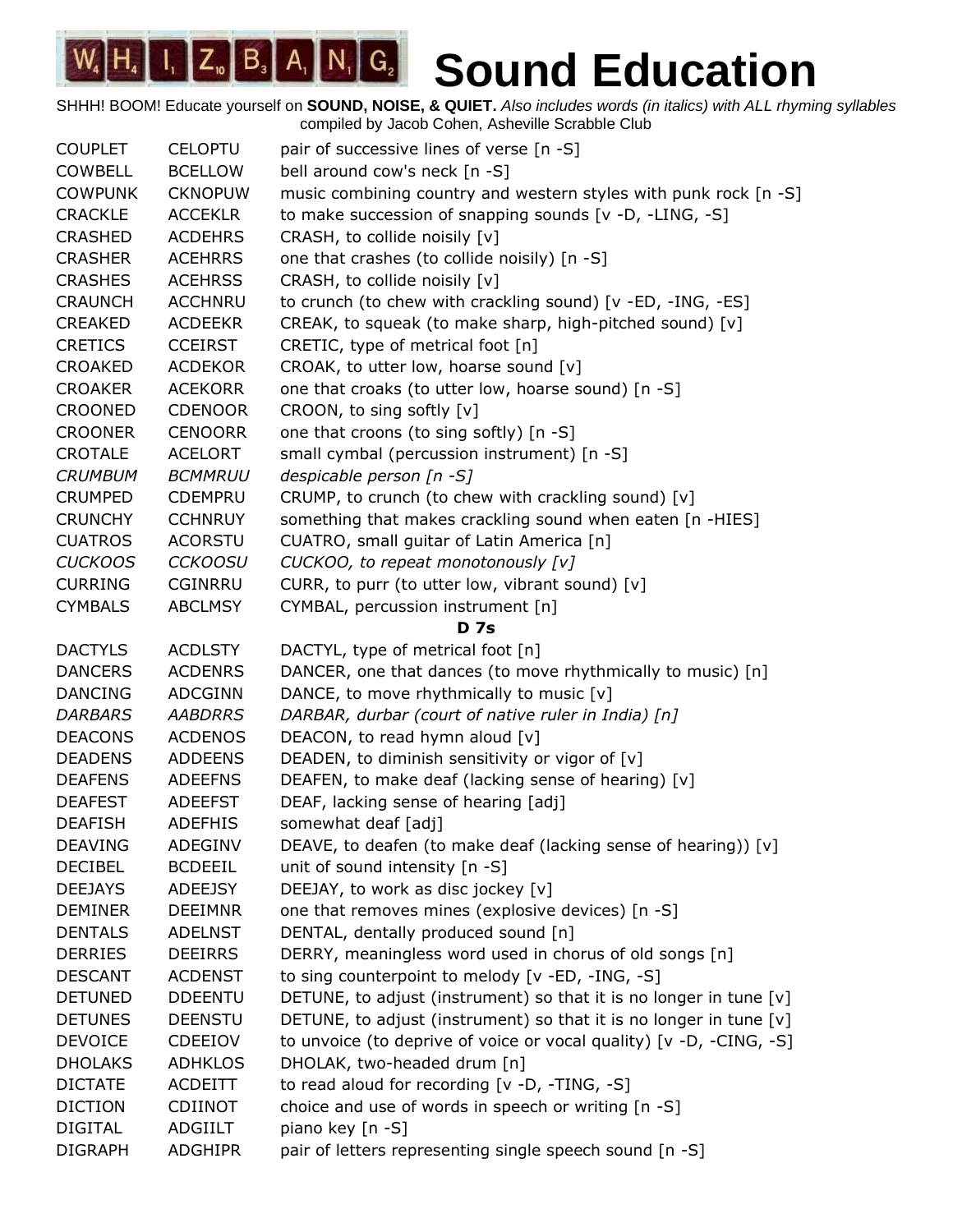# Sound Education

SHHH! BOOM! Educate yourself on **SOUND, NOISE, & QUIET.** *Also includes words (in italics) with ALL rhyming syllables*
compiled by Jacob Cohen, Asheville Scrabble Club

| | | |
|---|---|---|
| COUPLET | CELOPTU | pair of successive lines of verse [n -S] |
| COWBELL | BCELLOW | bell around cow's neck [n -S] |
| COWPUNK | CKNOPUW | music combining country and western styles with punk rock [n -S] |
| CRACKLE | ACCEKLR | to make succession of snapping sounds [v -D, -LING, -S] |
| CRASHED | ACDEHRS | CRASH, to collide noisily [v] |
| CRASHER | ACEHRRS | one that crashes (to collide noisily) [n -S] |
| CRASHES | ACEHRSS | CRASH, to collide noisily [v] |
| CRAUNCH | ACCHNRU | to crunch (to chew with crackling sound) [v -ED, -ING, -ES] |
| CREAKED | ACDEEKR | CREAK, to squeak (to make sharp, high-pitched sound) [v] |
| CRETICS | CCEIRST | CRETIC, type of metrical foot [n] |
| CROAKED | ACDEKOR | CROAK, to utter low, hoarse sound [v] |
| CROAKER | ACEKORR | one that croaks (to utter low, hoarse sound) [n -S] |
| CROONED | CDENOOR | CROON, to sing softly [v] |
| CROONER | CENOORR | one that croons (to sing softly) [n -S] |
| CROTALE | ACELORT | small cymbal (percussion instrument) [n -S] |
| *CRUMBUM* | *BCMMRUU* | *despicable person [n -S]* |
| CRUMPED | CDEMPRU | CRUMP, to crunch (to chew with crackling sound) [v] |
| CRUNCHY | CCHNRUY | something that makes crackling sound when eaten [n -HIES] |
| CUATROS | ACORSTU | CUATRO, small guitar of Latin America [n] |
| *CUCKOOS* | *CCKOOSU* | *CUCKOO, to repeat monotonously [v]* |
| CURRING | CGINRRU | CURR, to purr (to utter low, vibrant sound) [v] |
| CYMBALS | ABCLMSY | CYMBAL, percussion instrument [n] |
| | | **D 7s** |
| DACTYLS | ACDLSTY | DACTYL, type of metrical foot [n] |
| DANCERS | ACDENRS | DANCER, one that dances (to move rhythmically to music) [n] |
| DANCING | ADCGINN | DANCE, to move rhythmically to music [v] |
| *DARBARS* | *AABDRRS* | *DARBAR, durbar (court of native ruler in India) [n]* |
| DEACONS | ACDENOS | DEACON, to read hymn aloud [v] |
| DEADENS | ADDEENS | DEADEN, to diminish sensitivity or vigor of [v] |
| DEAFENS | ADEEFNS | DEAFEN, to make deaf (lacking sense of hearing) [v] |
| DEAFEST | ADEEFST | DEAF, lacking sense of hearing [adj] |
| DEAFISH | ADEFHIS | somewhat deaf [adj] |
| DEAVING | ADEGINV | DEAVE, to deafen (to make deaf (lacking sense of hearing)) [v] |
| DECIBEL | BCDEEIL | unit of sound intensity [n -S] |
| DEEJAYS | ADEEJSY | DEEJAY, to work as disc jockey [v] |
| DEMINER | DEEIMNR | one that removes mines (explosive devices) [n -S] |
| DENTALS | ADELNST | DENTAL, dentally produced sound [n] |
| DERRIES | DEEIRRS | DERRY, meaningless word used in chorus of old songs [n] |
| DESCANT | ACDENST | to sing counterpoint to melody [v -ED, -ING, -S] |
| DETUNED | DDEENTU | DETUNE, to adjust (instrument) so that it is no longer in tune [v] |
| DETUNES | DEENSTU | DETUNE, to adjust (instrument) so that it is no longer in tune [v] |
| DEVOICE | CDEEIOV | to unvoice (to deprive of voice or vocal quality) [v -D, -CING, -S] |
| DHOLAKS | ADHKLOS | DHOLAK, two-headed drum [n] |
| DICTATE | ACDEITT | to read aloud for recording [v -D, -TING, -S] |
| DICTION | CDIINOT | choice and use of words in speech or writing [n -S] |
| DIGITAL | ADGIILT | piano key [n -S] |
| DIGRAPH | ADGHIPR | pair of letters representing single speech sound [n -S] |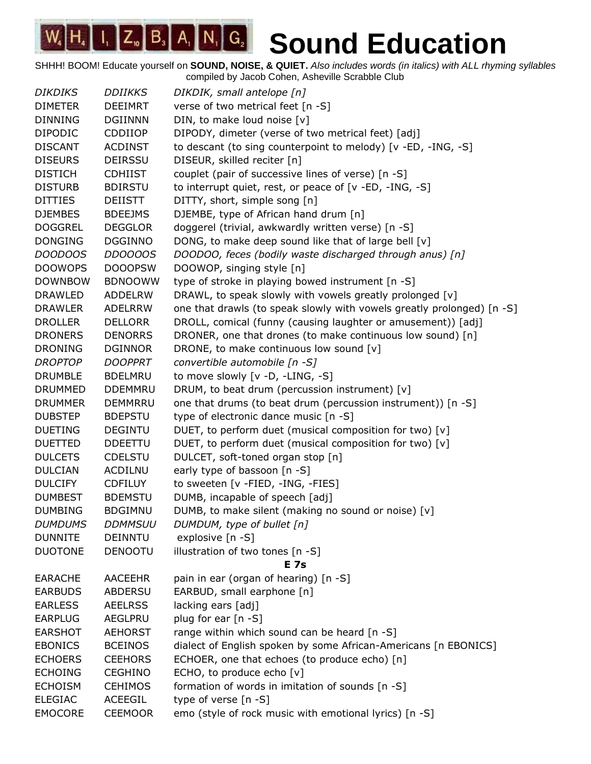# Sound Education

SHHH! BOOM! Educate yourself on **SOUND, NOISE, & QUIET.** *Also includes words (in italics) with ALL rhyming syllables* compiled by Jacob Cohen, Asheville Scrabble Club

| | | |
|---|---|---|
| *DIKDIKS* | *DDIIKKS* | *DIKDIK, small antelope [n]* |
| DIMETER | DEEIMRT | verse of two metrical feet [n -S] |
| DINNING | DGIINNN | DIN, to make loud noise [v] |
| DIPODIC | CDDIIOP | DIPODY, dimeter (verse of two metrical feet) [adj] |
| DISCANT | ACDINST | to descant (to sing counterpoint to melody) [v -ED, -ING, -S] |
| DISEURS | DEIRSSU | DISEUR, skilled reciter [n] |
| DISTICH | CDHIIST | couplet (pair of successive lines of verse) [n -S] |
| DISTURB | BDIRSTU | to interrupt quiet, rest, or peace of [v -ED, -ING, -S] |
| DITTIES | DEIISTT | DITTY, short, simple song [n] |
| DJEMBES | BDEEJMS | DJEMBE, type of African hand drum [n] |
| DOGGREL | DEGGLOR | doggerel (trivial, awkwardly written verse) [n -S] |
| DONGING | DGGINNO | DONG, to make deep sound like that of large bell [v] |
| *DOODOOS* | *DDOOOOS* | *DOODOO, feces (bodily waste discharged through anus) [n]* |
| DOOWOPS | DOOOPSW | DOOWOP, singing style [n] |
| DOWNBOW | BDNOOWW | type of stroke in playing bowed instrument [n -S] |
| DRAWLED | ADDELRW | DRAWL, to speak slowly with vowels greatly prolonged [v] |
| DRAWLER | ADELRRW | one that drawls (to speak slowly with vowels greatly prolonged) [n -S] |
| DROLLER | DELLORR | DROLL, comical (funny (causing laughter or amusement)) [adj] |
| DRONERS | DENORRS | DRONER, one that drones (to make continuous low sound) [n] |
| DRONING | DGINNOR | DRONE, to make continuous low sound [v] |
| *DROPTOP* | *DOOPPRT* | *convertible automobile [n -S]* |
| DRUMBLE | BDELMRU | to move slowly [v -D, -LING, -S] |
| DRUMMED | DDEMMRU | DRUM, to beat drum (percussion instrument) [v] |
| DRUMMER | DEMMRRU | one that drums (to beat drum (percussion instrument)) [n -S] |
| DUBSTEP | BDEPSTU | type of electronic dance music [n -S] |
| DUETING | DEGINTU | DUET, to perform duet (musical composition for two) [v] |
| DUETTED | DDEETTU | DUET, to perform duet (musical composition for two) [v] |
| DULCETS | CDELSTU | DULCET, soft-toned organ stop [n] |
| DULCIAN | ACDILNU | early type of bassoon [n -S] |
| DULCIFY | CDFILUY | to sweeten [v -FIED, -ING, -FIES] |
| DUMBEST | BDEMSTU | DUMB, incapable of speech [adj] |
| DUMBING | BDGIMNU | DUMB, to make silent (making no sound or noise) [v] |
| *DUMDUMS* | *DDMMSUU* | *DUMDUM, type of bullet [n]* |
| DUNNITE | DEINNTU | explosive [n -S] |
| DUOTONE | DENOOTU | illustration of two tones [n -S] |
| | **E 7s** | |
| EARACHE | AACEEHR | pain in ear (organ of hearing) [n -S] |
| EARBUDS | ABDERSU | EARBUD, small earphone [n] |
| EARLESS | AEELRSS | lacking ears [adj] |
| EARPLUG | AEGLPRU | plug for ear [n -S] |
| EARSHOT | AEHORST | range within which sound can be heard [n -S] |
| EBONICS | BCEINOS | dialect of English spoken by some African-Americans [n EBONICS] |
| ECHOERS | CEEHORS | ECHOER, one that echoes (to produce echo) [n] |
| ECHOING | CEGHINO | ECHO, to produce echo [v] |
| ECHOISM | CEHIMOS | formation of words in imitation of sounds [n -S] |
| ELEGIAC | ACEEGIL | type of verse [n -S] |
| EMOCORE | CEEMOOR | emo (style of rock music with emotional lyrics) [n -S] |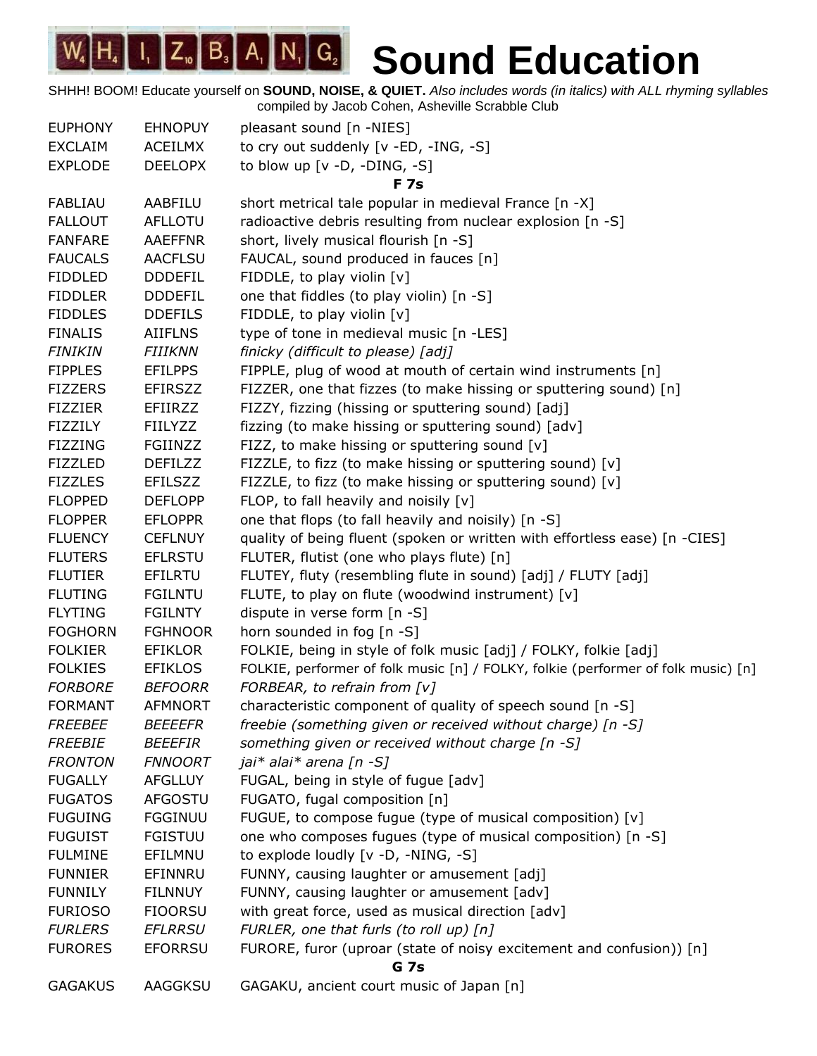# Sound Education

SHHH! BOOM! Educate yourself on **SOUND, NOISE, & QUIET.** *Also includes words (in italics) with ALL rhyming syllables*
compiled by Jacob Cohen, Asheville Scrabble Club

| | | |
|---|---|---|
| EUPHONY | EHNOPUY | pleasant sound [n -NIES] |
| EXCLAIM | ACEILMX | to cry out suddenly [v -ED, -ING, -S] |
| EXPLODE | DEELOPX | to blow up [v -D, -DING, -S] |
| | | **F 7s** |
| FABLIAU | AABFILU | short metrical tale popular in medieval France [n -X] |
| FALLOUT | AFLLOTU | radioactive debris resulting from nuclear explosion [n -S] |
| FANFARE | AAEFFNR | short, lively musical flourish [n -S] |
| FAUCALS | AACFLSU | FAUCAL, sound produced in fauces [n] |
| FIDDLED | DDDEFIL | FIDDLE, to play violin [v] |
| FIDDLER | DDDEFIL | one that fiddles (to play violin) [n -S] |
| FIDDLES | DDEFILS | FIDDLE, to play violin [v] |
| FINALIS | AIIFLNS | type of tone in medieval music [n -LES] |
| *FINIKIN* | *FIIIKNN* | *finicky (difficult to please) [adj]* |
| FIPPLES | EFILPPS | FIPPLE, plug of wood at mouth of certain wind instruments [n] |
| FIZZERS | EFIRSZZ | FIZZER, one that fizzes (to make hissing or sputtering sound) [n] |
| FIZZIER | EFIIRZZ | FIZZY, fizzing (hissing or sputtering sound) [adj] |
| FIZZILY | FIILYZZ | fizzing (to make hissing or sputtering sound) [adv] |
| FIZZING | FGIINZZ | FIZZ, to make hissing or sputtering sound [v] |
| FIZZLED | DEFILZZ | FIZZLE, to fizz (to make hissing or sputtering sound) [v] |
| FIZZLES | EFILSZZ | FIZZLE, to fizz (to make hissing or sputtering sound) [v] |
| FLOPPED | DEFLOPP | FLOP, to fall heavily and noisily [v] |
| FLOPPER | EFLOPPR | one that flops (to fall heavily and noisily) [n -S] |
| FLUENCY | CEFLNUY | quality of being fluent (spoken or written with effortless ease) [n -CIES] |
| FLUTERS | EFLRSTU | FLUTER, flutist (one who plays flute) [n] |
| FLUTIER | EFILRTU | FLUTEY, fluty (resembling flute in sound) [adj] / FLUTY [adj] |
| FLUTING | FGILNTU | FLUTE, to play on flute (woodwind instrument) [v] |
| FLYTING | FGILNTY | dispute in verse form [n -S] |
| FOGHORN | FGHNOOR | horn sounded in fog [n -S] |
| FOLKIER | EFIKLOR | FOLKIE, being in style of folk music [adj] / FOLKY, folkie [adj] |
| FOLKIES | EFIKLOS | FOLKIE, performer of folk music [n] / FOLKY, folkie (performer of folk music) [n] |
| *FORBORE* | *BEFOORR* | *FORBEAR, to refrain from [v]* |
| FORMANT | AFMNORT | characteristic component of quality of speech sound [n -S] |
| *FREEBEE* | *BEEEEFR* | *freebie (something given or received without charge) [n -S]* |
| *FREEBIE* | *BEEEFIR* | *something given or received without charge [n -S]* |
| *FRONTON* | *FNNOORT* | *jai* alai* arena [n -S]* |
| FUGALLY | AFGLLUY | FUGAL, being in style of fugue [adv] |
| FUGATOS | AFGOSTU | FUGATO, fugal composition [n] |
| FUGUING | FGGINUU | FUGUE, to compose fugue (type of musical composition) [v] |
| FUGUIST | FGISTUU | one who composes fugues (type of musical composition) [n -S] |
| FULMINE | EFILMNU | to explode loudly [v -D, -NING, -S] |
| FUNNIER | EFINNRU | FUNNY, causing laughter or amusement [adj] |
| FUNNILY | FILNNUY | FUNNY, causing laughter or amusement [adv] |
| FURIOSO | FIOORSU | with great force, used as musical direction [adv] |
| *FURLERS* | *EFLRRSU* | *FURLER, one that furls (to roll up) [n]* |
| FURORES | EFORRSU | FURORE, furor (uproar (state of noisy excitement and confusion)) [n] |
| | | **G 7s** |
| GAGAKUS | AAGGKSU | GAGAKU, ancient court music of Japan [n] |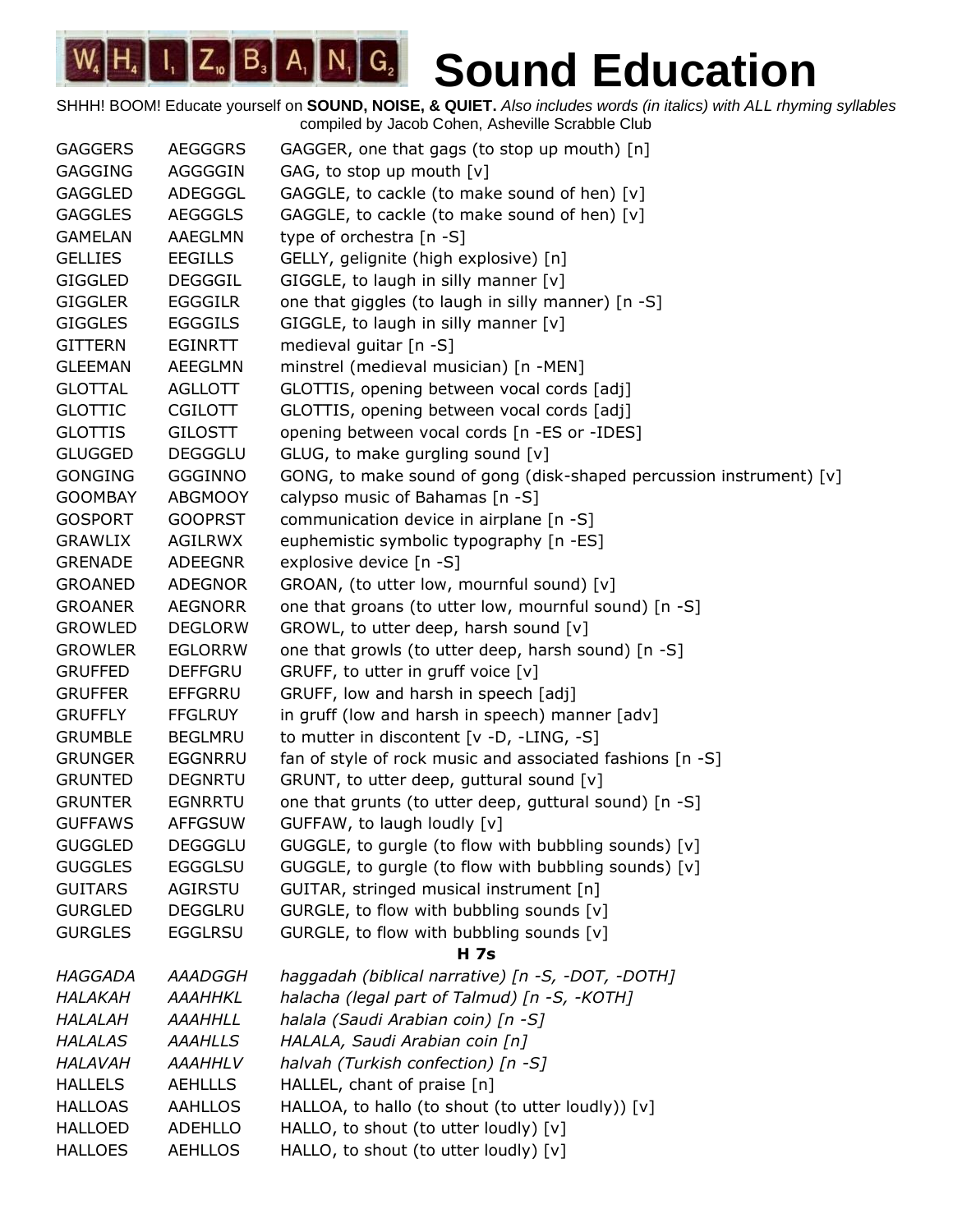# Sound Education

SHHH! BOOM! Educate yourself on **SOUND, NOISE, & QUIET.** *Also includes words (in italics) with ALL rhyming syllables*
compiled by Jacob Cohen, Asheville Scrabble Club

| | | |
|---|---|---|
| GAGGERS | AEGGGRS | GAGGER, one that gags (to stop up mouth) [n] |
| GAGGING | AGGGGIN | GAG, to stop up mouth [v] |
| GAGGLED | ADEGGGL | GAGGLE, to cackle (to make sound of hen) [v] |
| GAGGLES | AEGGGLS | GAGGLE, to cackle (to make sound of hen) [v] |
| GAMELAN | AAEGLMN | type of orchestra [n -S] |
| GELLIES | EEGILLS | GELLY, gelignite (high explosive) [n] |
| GIGGLED | DEGGGIL | GIGGLE, to laugh in silly manner [v] |
| GIGGLER | EGGGILR | one that giggles (to laugh in silly manner) [n -S] |
| GIGGLES | EGGGILS | GIGGLE, to laugh in silly manner [v] |
| GITTERN | EGINRTT | medieval guitar [n -S] |
| GLEEMAN | AEEGLMN | minstrel (medieval musician) [n -MEN] |
| GLOTTAL | AGLLOTT | GLOTTIS, opening between vocal cords [adj] |
| GLOTTIC | CGILOTT | GLOTTIS, opening between vocal cords [adj] |
| GLOTTIS | GILOSTT | opening between vocal cords [n -ES or -IDES] |
| GLUGGED | DEGGGLU | GLUG, to make gurgling sound [v] |
| GONGING | GGGINNO | GONG, to make sound of gong (disk-shaped percussion instrument) [v] |
| GOOMBAY | ABGMOOY | calypso music of Bahamas [n -S] |
| GOSPORT | GOOPRST | communication device in airplane [n -S] |
| GRAWLIX | AGILRWX | euphemistic symbolic typography [n -ES] |
| GRENADE | ADEEGNR | explosive device [n -S] |
| GROANED | ADEGNOR | GROAN, (to utter low, mournful sound) [v] |
| GROANER | AEGNORR | one that groans (to utter low, mournful sound) [n -S] |
| GROWLED | DEGLORW | GROWL, to utter deep, harsh sound [v] |
| GROWLER | EGLORRW | one that growls (to utter deep, harsh sound) [n -S] |
| GRUFFED | DEFFGRU | GRUFF, to utter in gruff voice [v] |
| GRUFFER | EFFGRRU | GRUFF, low and harsh in speech [adj] |
| GRUFFLY | FFGLRUY | in gruff (low and harsh in speech) manner [adv] |
| GRUMBLE | BEGLMRU | to mutter in discontent [v -D, -LING, -S] |
| GRUNGER | EGGNRRU | fan of style of rock music and associated fashions [n -S] |
| GRUNTED | DEGNRTU | GRUNT, to utter deep, guttural sound [v] |
| GRUNTER | EGNRRTU | one that grunts (to utter deep, guttural sound) [n -S] |
| GUFFAWS | AFFGSUW | GUFFAW, to laugh loudly [v] |
| GUGGLED | DEGGGLU | GUGGLE, to gurgle (to flow with bubbling sounds) [v] |
| GUGGLES | EGGGLSU | GUGGLE, to gurgle (to flow with bubbling sounds) [v] |
| GUITARS | AGIRSTU | GUITAR, stringed musical instrument [n] |
| GURGLED | DEGGLRU | GURGLE, to flow with bubbling sounds [v] |
| GURGLES | EGGLRSU | GURGLE, to flow with bubbling sounds [v] |

**H 7s**

| | | |
|---|---|---|
| *HAGGADA* | *AAADGGH* | *haggadah (biblical narrative) [n -S, -DOT, -DOTH]* |
| *HALAKAH* | *AAAHHKL* | *halacha (legal part of Talmud) [n -S, -KOTH]* |
| *HALALAH* | *AAAHHLL* | *halala (Saudi Arabian coin) [n -S]* |
| *HALALAS* | *AAAHLLS* | *HALALA, Saudi Arabian coin [n]* |
| *HALAVAH* | *AAAHHLV* | *halvah (Turkish confection) [n -S]* |
| HALLELS | AEHLLLS | HALLEL, chant of praise [n] |
| HALLOAS | AAHLLOS | HALLOA, to hallo (to shout (to utter loudly)) [v] |
| HALLOED | ADEHLLO | HALLO, to shout (to utter loudly) [v] |
| HALLOES | AEHLLOS | HALLO, to shout (to utter loudly) [v] |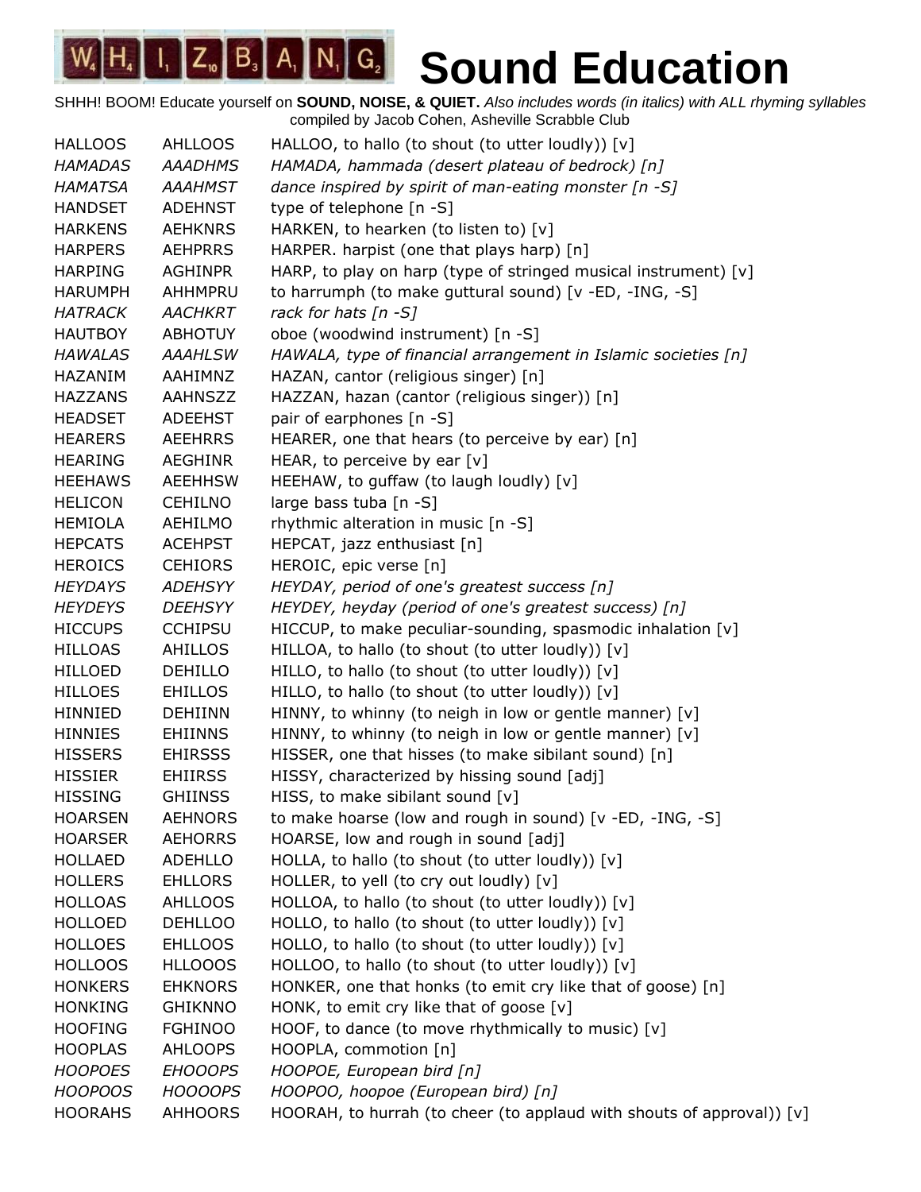# Sound Education

SHHH! BOOM! Educate yourself on **SOUND, NOISE, & QUIET.** *Also includes words (in italics) with ALL rhyming syllables* compiled by Jacob Cohen, Asheville Scrabble Club

| | | |
|---|---|---|
| HALLOOS | AHLLOOS | HALLOO, to hallo (to shout (to utter loudly)) [v] |
| *HAMADAS* | *AAADHMS* | *HAMADA, hammada (desert plateau of bedrock) [n]* |
| *HAMATSA* | *AAAHMST* | *dance inspired by spirit of man-eating monster [n -S]* |
| HANDSET | ADEHNST | type of telephone [n -S] |
| HARKENS | AEHKNRS | HARKEN, to hearken (to listen to) [v] |
| HARPERS | AEHPRRS | HARPER. harpist (one that plays harp) [n] |
| HARPING | AGHINPR | HARP, to play on harp (type of stringed musical instrument) [v] |
| HARUMPH | AHHMPRU | to harrumph (to make guttural sound) [v -ED, -ING, -S] |
| *HATRACK* | *AACHKRT* | *rack for hats [n -S]* |
| HAUTBOY | ABHOTUY | oboe (woodwind instrument) [n -S] |
| *HAWALAS* | *AAAHLSW* | *HAWALA, type of financial arrangement in Islamic societies [n]* |
| HAZANIM | AAHIMNZ | HAZAN, cantor (religious singer) [n] |
| HAZZANS | AAHNSZZ | HAZZAN, hazan (cantor (religious singer)) [n] |
| HEADSET | ADEEHST | pair of earphones [n -S] |
| HEARERS | AEEHRRS | HEARER, one that hears (to perceive by ear) [n] |
| HEARING | AEGHINR | HEAR, to perceive by ear [v] |
| HEEHAWS | AEEHHSW | HEEHAW, to guffaw (to laugh loudly) [v] |
| HELICON | CEHILNO | large bass tuba [n -S] |
| HEMIOLA | AEHILMO | rhythmic alteration in music [n -S] |
| HEPCATS | ACEHPST | HEPCAT, jazz enthusiast [n] |
| HEROICS | CEHIORS | HEROIC, epic verse [n] |
| *HEYDAYS* | *ADEHSYY* | *HEYDAY, period of one's greatest success [n]* |
| *HEYDEYS* | *DEEHSYY* | *HEYDEY, heyday (period of one's greatest success) [n]* |
| HICCUPS | CCHIPSU | HICCUP, to make peculiar-sounding, spasmodic inhalation [v] |
| HILLOAS | AHILLOS | HILLOA, to hallo (to shout (to utter loudly)) [v] |
| HILLOED | DEHILLO | HILLO, to hallo (to shout (to utter loudly)) [v] |
| HILLOES | EHILLOS | HILLO, to hallo (to shout (to utter loudly)) [v] |
| HINNIED | DEHIINN | HINNY, to whinny (to neigh in low or gentle manner) [v] |
| HINNIES | EHIINNS | HINNY, to whinny (to neigh in low or gentle manner) [v] |
| HISSERS | EHIRSSS | HISSER, one that hisses (to make sibilant sound) [n] |
| HISSIER | EHIIRSS | HISSY, characterized by hissing sound [adj] |
| HISSING | GHIINSS | HISS, to make sibilant sound [v] |
| HOARSEN | AEHNORS | to make hoarse (low and rough in sound) [v -ED, -ING, -S] |
| HOARSER | AEHORRS | HOARSE, low and rough in sound [adj] |
| HOLLAED | ADEHLLO | HOLLA, to hallo (to shout (to utter loudly)) [v] |
| HOLLERS | EHLLORS | HOLLER, to yell (to cry out loudly) [v] |
| HOLLOAS | AHLLOOS | HOLLOA, to hallo (to shout (to utter loudly)) [v] |
| HOLLOED | DEHLLOO | HOLLO, to hallo (to shout (to utter loudly)) [v] |
| HOLLOES | EHLLOOS | HOLLO, to hallo (to shout (to utter loudly)) [v] |
| HOLLOOS | HLLOOOS | HOLLOO, to hallo (to shout (to utter loudly)) [v] |
| HONKERS | EHKNORS | HONKER, one that honks (to emit cry like that of goose) [n] |
| HONKING | GHIKNNO | HONK, to emit cry like that of goose [v] |
| HOOFING | FGHINOO | HOOF, to dance (to move rhythmically to music) [v] |
| HOOPLAS | AHLOOPS | HOOPLA, commotion [n] |
| *HOOPOES* | *EHOOOPS* | *HOOPOE, European bird [n]* |
| *HOOPOOS* | *HOOOOPS* | *HOOPOO, hoopoe (European bird) [n]* |
| HOORAHS | AHHOORS | HOORAH, to hurrah (to cheer (to applaud with shouts of approval)) [v] |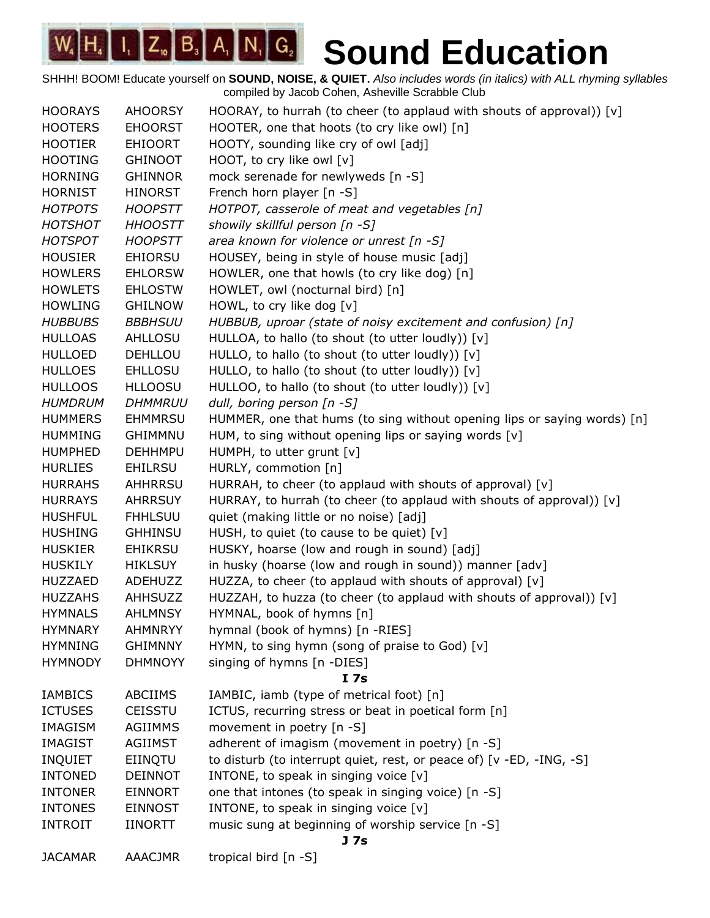# Sound Education

SHHH! BOOM! Educate yourself on **SOUND, NOISE, & QUIET.** *Also includes words (in italics) with ALL rhyming syllables*
compiled by Jacob Cohen, Asheville Scrabble Club

| | | |
|---|---|---|
| HOORAYS | AHOORSY | HOORAY, to hurrah (to cheer (to applaud with shouts of approval)) [v] |
| HOOTERS | EHOORST | HOOTER, one that hoots (to cry like owl) [n] |
| HOOTIER | EHIOORT | HOOTY, sounding like cry of owl [adj] |
| HOOTING | GHINOOT | HOOT, to cry like owl [v] |
| HORNING | GHINNOR | mock serenade for newlyweds [n -S] |
| HORNIST | HINORST | French horn player [n -S] |
| *HOTPOTS* | *HOOPSTT* | *HOTPOT, casserole of meat and vegetables [n]* |
| *HOTSHOT* | *HHOOSTT* | *showily skillful person [n -S]* |
| *HOTSPOT* | *HOOPSTT* | *area known for violence or unrest [n -S]* |
| HOUSIER | EHIORSU | HOUSEY, being in style of house music [adj] |
| HOWLERS | EHLORSW | HOWLER, one that howls (to cry like dog) [n] |
| HOWLETS | EHLOSTW | HOWLET, owl (nocturnal bird) [n] |
| HOWLING | GHILNOW | HOWL, to cry like dog [v] |
| *HUBBUBS* | *BBBHSUU* | *HUBBUB, uproar (state of noisy excitement and confusion) [n]* |
| HULLOAS | AHLLOSU | HULLOA, to hallo (to shout (to utter loudly)) [v] |
| HULLOED | DEHLLOU | HULLO, to hallo (to shout (to utter loudly)) [v] |
| HULLOES | EHLLOSU | HULLO, to hallo (to shout (to utter loudly)) [v] |
| HULLOOS | HLLOOSU | HULLOO, to hallo (to shout (to utter loudly)) [v] |
| *HUMDRUM* | *DHMMRUU* | *dull, boring person [n -S]* |
| HUMMERS | EHMMRSU | HUMMER, one that hums (to sing without opening lips or saying words) [n] |
| HUMMING | GHIMMNU | HUM, to sing without opening lips or saying words [v] |
| HUMPHED | DEHHMPU | HUMPH, to utter grunt [v] |
| HURLIES | EHILRSU | HURLY, commotion [n] |
| HURRAHS | AHHRRSU | HURRAH, to cheer (to applaud with shouts of approval) [v] |
| HURRAYS | AHRRSUY | HURRAY, to hurrah (to cheer (to applaud with shouts of approval)) [v] |
| HUSHFUL | FHHLSUU | quiet (making little or no noise) [adj] |
| HUSHING | GHHINSU | HUSH, to quiet (to cause to be quiet) [v] |
| HUSKIER | EHIKRSU | HUSKY, hoarse (low and rough in sound) [adj] |
| HUSKILY | HIKLSUY | in husky (hoarse (low and rough in sound)) manner [adv] |
| HUZZAED | ADEHUZZ | HUZZA, to cheer (to applaud with shouts of approval) [v] |
| HUZZAHS | AHHSUZZ | HUZZAH, to huzza (to cheer (to applaud with shouts of approval)) [v] |
| HYMNALS | AHLMNSY | HYMNAL, book of hymns [n] |
| HYMNARY | AHMNRYY | hymnal (book of hymns) [n -RIES] |
| HYMNING | GHIMNNY | HYMN, to sing hymn (song of praise to God) [v] |
| HYMNODY | DHMNOYY | singing of hymns [n -DIES] |
| | | **I 7s** |
| IAMBICS | ABCIIMS | IAMBIC, iamb (type of metrical foot) [n] |
| ICTUSES | CEISSTU | ICTUS, recurring stress or beat in poetical form [n] |
| IMAGISM | AGIIMMS | movement in poetry [n -S] |
| IMAGIST | AGIIMST | adherent of imagism (movement in poetry) [n -S] |
| INQUIET | EIINQTU | to disturb (to interrupt quiet, rest, or peace of) [v -ED, -ING, -S] |
| INTONED | DEINNOT | INTONE, to speak in singing voice [v] |
| INTONER | EINNORT | one that intones (to speak in singing voice) [n -S] |
| INTONES | EINNOST | INTONE, to speak in singing voice [v] |
| INTROIT | IINORTT | music sung at beginning of worship service [n -S] |
| | | **J 7s** |
| JACAMAR | AAACJMR | tropical bird [n -S] |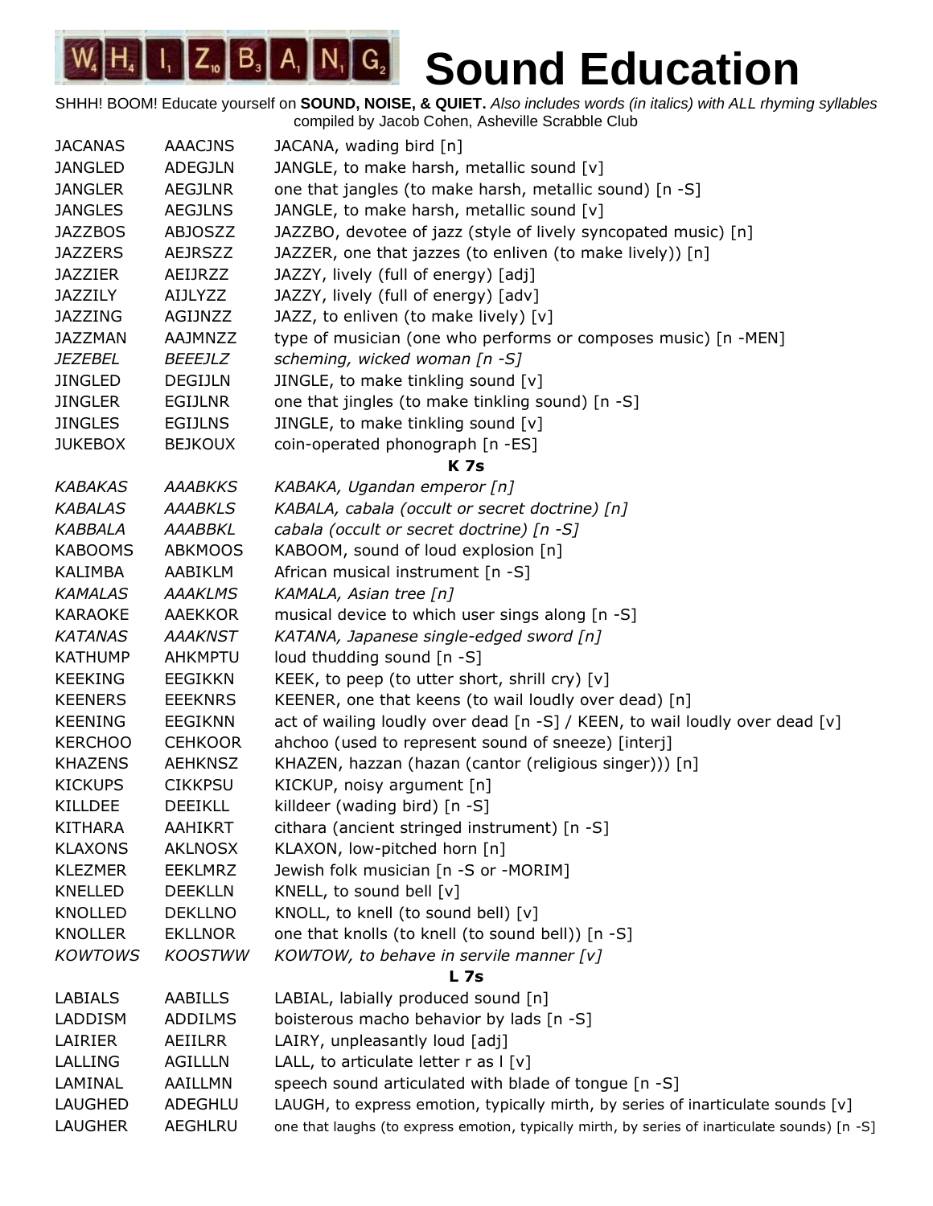# Sound Education

SHHH! BOOM! Educate yourself on **SOUND, NOISE, & QUIET.** *Also includes words (in italics) with ALL rhyming syllables*
compiled by Jacob Cohen, Asheville Scrabble Club

| | | |
|---|---|---|
| JACANAS | AAACJNS | JACANA, wading bird [n] |
| JANGLED | ADEGJLN | JANGLE, to make harsh, metallic sound [v] |
| JANGLER | AEGJLNR | one that jangles (to make harsh, metallic sound) [n -S] |
| JANGLES | AEGJLNS | JANGLE, to make harsh, metallic sound [v] |
| JAZZBOS | ABJOSZZ | JAZZBO, devotee of jazz (style of lively syncopated music) [n] |
| JAZZERS | AEJRSZZ | JAZZER, one that jazzes (to enliven (to make lively)) [n] |
| JAZZIER | AEIJRZZ | JAZZY, lively (full of energy) [adj] |
| JAZZILY | AIJLYZZ | JAZZY, lively (full of energy) [adv] |
| JAZZING | AGIJNZZ | JAZZ, to enliven (to make lively) [v] |
| JAZZMAN | AAJMNZZ | type of musician (one who performs or composes music) [n -MEN] |
| *JEZEBEL* | *BEEEJLZ* | *scheming, wicked woman [n -S]* |
| JINGLED | DEGIJLN | JINGLE, to make tinkling sound [v] |
| JINGLER | EGIJLNR | one that jingles (to make tinkling sound) [n -S] |
| JINGLES | EGIJLNS | JINGLE, to make tinkling sound [v] |
| JUKEBOX | BEJKOUX | coin-operated phonograph [n -ES] |
| | | **K 7s** |
| *KABAKAS* | *AAABKKS* | *KABAKA, Ugandan emperor [n]* |
| *KABALAS* | *AAABKLS* | *KABALA, cabala (occult or secret doctrine) [n]* |
| *KABBALA* | *AAABBKL* | *cabala (occult or secret doctrine) [n -S]* |
| KABOOMS | ABKMOOS | KABOOM, sound of loud explosion [n] |
| KALIMBA | AABIKLM | African musical instrument [n -S] |
| *KAMALAS* | *AAAKLMS* | *KAMALA, Asian tree [n]* |
| KARAOKE | AAEKKOR | musical device to which user sings along [n -S] |
| *KATANAS* | *AAAKNST* | *KATANA, Japanese single-edged sword [n]* |
| KATHUMP | AHKMPTU | loud thudding sound [n -S] |
| KEEKING | EEGIKKN | KEEK, to peep (to utter short, shrill cry) [v] |
| KEENERS | EEEKNRS | KEENER, one that keens (to wail loudly over dead) [n] |
| KEENING | EEGIKNN | act of wailing loudly over dead [n -S] / KEEN, to wail loudly over dead [v] |
| KERCHOO | CEHKOOR | ahchoo (used to represent sound of sneeze) [interj] |
| KHAZENS | AEHKNSZ | KHAZEN, hazzan (hazan (cantor (religious singer))) [n] |
| KICKUPS | CIKKPSU | KICKUP, noisy argument [n] |
| KILLDEE | DEEIKLL | killdeer (wading bird) [n -S] |
| KITHARA | AAHIKRT | cithara (ancient stringed instrument) [n -S] |
| KLAXONS | AKLNOSX | KLAXON, low-pitched horn [n] |
| KLEZMER | EEKLMRZ | Jewish folk musician [n -S or -MORIM] |
| KNELLED | DEEKLLN | KNELL, to sound bell [v] |
| KNOLLED | DEKLLNO | KNOLL, to knell (to sound bell) [v] |
| KNOLLER | EKLLNOR | one that knolls (to knell (to sound bell)) [n -S] |
| *KOWTOWS* | *KOOSTWW* | *KOWTOW, to behave in servile manner [v]* |
| | | **L 7s** |
| LABIALS | AABILLS | LABIAL, labially produced sound [n] |
| LADDISM | ADDILMS | boisterous macho behavior by lads [n -S] |
| LAIRIER | AEIILRR | LAIRY, unpleasantly loud [adj] |
| LALLING | AGILLLN | LALL, to articulate letter r as l [v] |
| LAMINAL | AAILLMN | speech sound articulated with blade of tongue [n -S] |
| LAUGHED | ADEGHLU | LAUGH, to express emotion, typically mirth, by series of inarticulate sounds [v] |
| LAUGHER | AEGHLRU | one that laughs (to express emotion, typically mirth, by series of inarticulate sounds) [n -S] |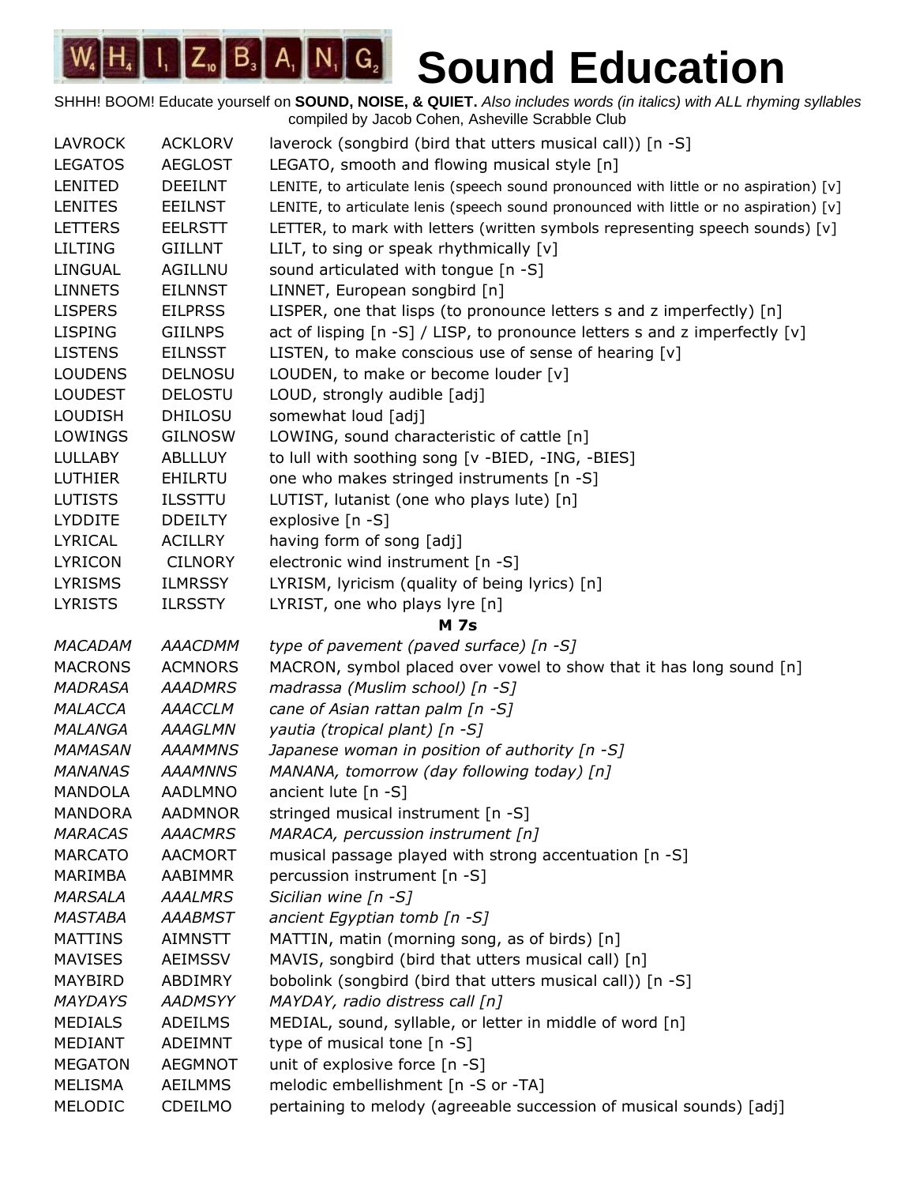# Sound Education

SHHH! BOOM! Educate yourself on **SOUND, NOISE, & QUIET.** *Also includes words (in italics) with ALL rhyming syllables* compiled by Jacob Cohen, Asheville Scrabble Club

| | | |
|---|---|---|
| LAVROCK | ACKLORV | laverock (songbird (bird that utters musical call)) [n -S] |
| LEGATOS | AEGLOST | LEGATO, smooth and flowing musical style [n] |
| LENITED | DEEILNT | LENITE, to articulate lenis (speech sound pronounced with little or no aspiration) [v] |
| LENITES | EEILNST | LENITE, to articulate lenis (speech sound pronounced with little or no aspiration) [v] |
| LETTERS | EELRSTT | LETTER, to mark with letters (written symbols representing speech sounds) [v] |
| LILTING | GIILLNT | LILT, to sing or speak rhythmically [v] |
| LINGUAL | AGILLNU | sound articulated with tongue [n -S] |
| LINNETS | EILNNST | LINNET, European songbird [n] |
| LISPERS | EILPRSS | LISPER, one that lisps (to pronounce letters s and z imperfectly) [n] |
| LISPING | GIILNPS | act of lisping [n -S] / LISP, to pronounce letters s and z imperfectly [v] |
| LISTENS | EILNSST | LISTEN, to make conscious use of sense of hearing [v] |
| LOUDENS | DELNOSU | LOUDEN, to make or become louder [v] |
| LOUDEST | DELOSTU | LOUD, strongly audible [adj] |
| LOUDISH | DHILOSU | somewhat loud [adj] |
| LOWINGS | GILNOSW | LOWING, sound characteristic of cattle [n] |
| LULLABY | ABLLLUY | to lull with soothing song [v -BIED, -ING, -BIES] |
| LUTHIER | EHILRTU | one who makes stringed instruments [n -S] |
| LUTISTS | ILSSTTU | LUTIST, lutanist (one who plays lute) [n] |
| LYDDITE | DDEILTY | explosive [n -S] |
| LYRICAL | ACILLRY | having form of song [adj] |
| LYRICON | CILNORY | electronic wind instrument [n -S] |
| LYRISMS | ILMRSSY | LYRISM, lyricism (quality of being lyrics) [n] |
| LYRISTS | ILRSSTY | LYRIST, one who plays lyre [n] |
| | **M 7s** | |
| *MACADAM* | *AAACDMM* | *type of pavement (paved surface) [n -S]* |
| MACRONS | ACMNORS | MACRON, symbol placed over vowel to show that it has long sound [n] |
| *MADRASA* | *AAADMRS* | *madrassa (Muslim school) [n -S]* |
| *MALACCA* | *AAACCLM* | *cane of Asian rattan palm [n -S]* |
| *MALANGA* | *AAAGLMN* | *yautia (tropical plant) [n -S]* |
| *MAMASAN* | *AAAMMNS* | *Japanese woman in position of authority [n -S]* |
| *MANANAS* | *AAAMNNS* | *MANANA, tomorrow (day following today) [n]* |
| MANDOLA | AADLMNO | ancient lute [n -S] |
| MANDORA | AADMNOR | stringed musical instrument [n -S] |
| *MARACAS* | *AAACMRS* | *MARACA, percussion instrument [n]* |
| MARCATO | AACMORT | musical passage played with strong accentuation [n -S] |
| MARIMBA | AABIMMR | percussion instrument [n -S] |
| *MARSALA* | *AAALMRS* | *Sicilian wine [n -S]* |
| *MASTABA* | *AAABMST* | *ancient Egyptian tomb [n -S]* |
| MATTINS | AIMNSTT | MATTIN, matin (morning song, as of birds) [n] |
| MAVISES | AEIMSSV | MAVIS, songbird (bird that utters musical call) [n] |
| MAYBIRD | ABDIMRY | bobolink (songbird (bird that utters musical call)) [n -S] |
| *MAYDAYS* | *AADMSYY* | *MAYDAY, radio distress call [n]* |
| MEDIALS | ADEILMS | MEDIAL, sound, syllable, or letter in middle of word [n] |
| MEDIANT | ADEIMNT | type of musical tone [n -S] |
| MEGATON | AEGMNOT | unit of explosive force [n -S] |
| MELISMA | AEILMMS | melodic embellishment [n -S or -TA] |
| MELODIC | CDEILMO | pertaining to melody (agreeable succession of musical sounds) [adj] |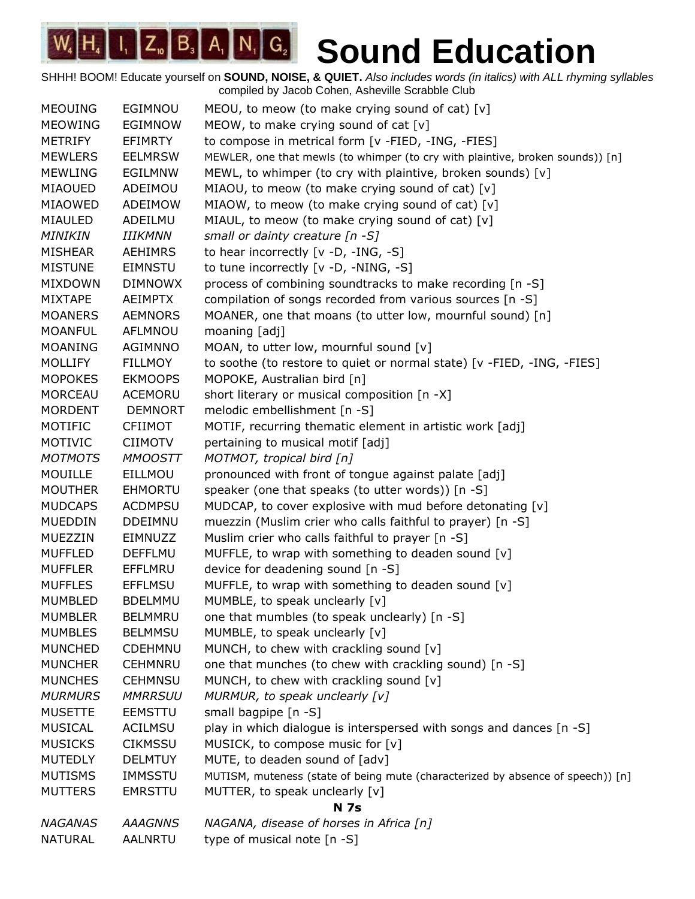# Sound Education

SHHH! BOOM! Educate yourself on **SOUND, NOISE, & QUIET.** *Also includes words (in italics) with ALL rhyming syllables*
compiled by Jacob Cohen, Asheville Scrabble Club

| | | |
|---|---|---|
| MEOUING | EGIMNOU | MEOU, to meow (to make crying sound of cat) [v] |
| MEOWING | EGIMNOW | MEOW, to make crying sound of cat [v] |
| METRIFY | EFIMRTY | to compose in metrical form [v -FIED, -ING, -FIES] |
| MEWLERS | EELMRSW | MEWLER, one that mewls (to whimper (to cry with plaintive, broken sounds)) [n] |
| MEWLING | EGILMNW | MEWL, to whimper (to cry with plaintive, broken sounds) [v] |
| MIAOUED | ADEIMOU | MIAOU, to meow (to make crying sound of cat) [v] |
| MIAOWED | ADEIMOW | MIAOW, to meow (to make crying sound of cat) [v] |
| MIAULED | ADEILMU | MIAUL, to meow (to make crying sound of cat) [v] |
| *MINIKIN* | *IIIKMNN* | *small or dainty creature [n -S]* |
| MISHEAR | AEHIMRS | to hear incorrectly [v -D, -ING, -S] |
| MISTUNE | EIMNSTU | to tune incorrectly [v -D, -NING, -S] |
| MIXDOWN | DIMNOWX | process of combining soundtracks to make recording [n -S] |
| MIXTAPE | AEIMPTX | compilation of songs recorded from various sources [n -S] |
| MOANERS | AEMNORS | MOANER, one that moans (to utter low, mournful sound) [n] |
| MOANFUL | AFLMNOU | moaning [adj] |
| MOANING | AGIMNNO | MOAN, to utter low, mournful sound [v] |
| MOLLIFY | FILLMOY | to soothe (to restore to quiet or normal state) [v -FIED, -ING, -FIES] |
| MOPOKES | EKMOOPS | MOPOKE, Australian bird [n] |
| MORCEAU | ACEMORU | short literary or musical composition [n -X] |
| MORDENT | DEMNORT | melodic embellishment [n -S] |
| MOTIFIC | CFIIMOT | MOTIF, recurring thematic element in artistic work [adj] |
| MOTIVIC | CIIMOTV | pertaining to musical motif [adj] |
| *MOTMOTS* | *MMOOSTT* | *MOTMOT, tropical bird [n]* |
| MOUILLE | EILLMOU | pronounced with front of tongue against palate [adj] |
| MOUTHER | EHMORTU | speaker (one that speaks (to utter words)) [n -S] |
| MUDCAPS | ACDMPSU | MUDCAP, to cover explosive with mud before detonating [v] |
| MUEDDIN | DDEIMNU | muezzin (Muslim crier who calls faithful to prayer) [n -S] |
| MUEZZIN | EIMNUZZ | Muslim crier who calls faithful to prayer [n -S] |
| MUFFLED | DEFFLMU | MUFFLE, to wrap with something to deaden sound [v] |
| MUFFLER | EFFLMRU | device for deadening sound [n -S] |
| MUFFLES | EFFLMSU | MUFFLE, to wrap with something to deaden sound [v] |
| MUMBLED | BDELMMU | MUMBLE, to speak unclearly [v] |
| MUMBLER | BELMMRU | one that mumbles (to speak unclearly) [n -S] |
| MUMBLES | BELMMSU | MUMBLE, to speak unclearly [v] |
| MUNCHED | CDEHMNU | MUNCH, to chew with crackling sound [v] |
| MUNCHER | CEHMNRU | one that munches (to chew with crackling sound) [n -S] |
| MUNCHES | CEHMNSU | MUNCH, to chew with crackling sound [v] |
| *MURMURS* | *MMRRSUU* | *MURMUR, to speak unclearly [v]* |
| MUSETTE | EEMSTTU | small bagpipe [n -S] |
| MUSICAL | ACILMSU | play in which dialogue is interspersed with songs and dances [n -S] |
| MUSICKS | CIKMSSU | MUSICK, to compose music for [v] |
| MUTEDLY | DELMTUY | MUTE, to deaden sound of [adv] |
| MUTISMS | IMMSSTU | MUTISM, muteness (state of being mute (characterized by absence of speech)) [n] |
| MUTTERS | EMRSTTU | MUTTER, to speak unclearly [v] |

**N 7s**

| | | |
|---|---|---|
| *NAGANAS* | *AAAGNNS* | *NAGANA, disease of horses in Africa [n]* |
| NATURAL | AALNRTU | type of musical note [n -S] |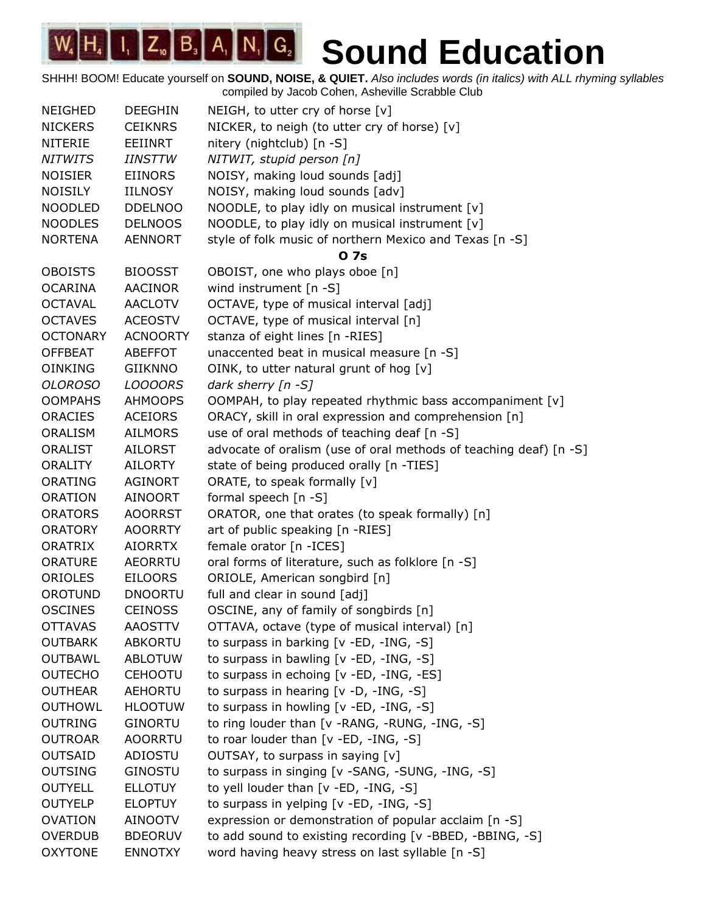# Sound Education

SHHH! BOOM! Educate yourself on **SOUND, NOISE, & QUIET.** *Also includes words (in italics) with ALL rhyming syllables*
compiled by Jacob Cohen, Asheville Scrabble Club

| | | |
|---|---|---|
| NEIGHED | DEEGHIN | NEIGH, to utter cry of horse [v] |
| NICKERS | CEIKNRS | NICKER, to neigh (to utter cry of horse) [v] |
| NITERIE | EEIINRT | nitery (nightclub) [n -S] |
| *NITWITS* | *IINSTTW* | *NITWIT, stupid person [n]* |
| NOISIER | EIINORS | NOISY, making loud sounds [adj] |
| NOISILY | IILNOSY | NOISY, making loud sounds [adv] |
| NOODLED | DDELNOO | NOODLE, to play idly on musical instrument [v] |
| NOODLES | DELNOOS | NOODLE, to play idly on musical instrument [v] |
| NORTENA | AENNORT | style of folk music of northern Mexico and Texas [n -S] |
| | | **O 7s** |
| OBOISTS | BIOOSST | OBOIST, one who plays oboe [n] |
| OCARINA | AACINOR | wind instrument [n -S] |
| OCTAVAL | AACLOTV | OCTAVE, type of musical interval [adj] |
| OCTAVES | ACEOSTV | OCTAVE, type of musical interval [n] |
| OCTONARY | ACNOORTY | stanza of eight lines [n -RIES] |
| OFFBEAT | ABEFFOT | unaccented beat in musical measure [n -S] |
| OINKING | GIIKNNO | OINK, to utter natural grunt of hog [v] |
| *OLOROSO* | *LOOOORS* | *dark sherry [n -S]* |
| OOMPAHS | AHMOOPS | OOMPAH, to play repeated rhythmic bass accompaniment [v] |
| ORACIES | ACEIORS | ORACY, skill in oral expression and comprehension [n] |
| ORALISM | AILMORS | use of oral methods of teaching deaf [n -S] |
| ORALIST | AILORST | advocate of oralism (use of oral methods of teaching deaf) [n -S] |
| ORALITY | AILORTY | state of being produced orally [n -TIES] |
| ORATING | AGINORT | ORATE, to speak formally [v] |
| ORATION | AINOORT | formal speech [n -S] |
| ORATORS | AOORRST | ORATOR, one that orates (to speak formally) [n] |
| ORATORY | AOORRTY | art of public speaking [n -RIES] |
| ORATRIX | AIORRTX | female orator [n -ICES] |
| ORATURE | AEORRTU | oral forms of literature, such as folklore [n -S] |
| ORIOLES | EILOORS | ORIOLE, American songbird [n] |
| OROTUND | DNOORTU | full and clear in sound [adj] |
| OSCINES | CEINOSS | OSCINE, any of family of songbirds [n] |
| OTTAVAS | AAOSTTV | OTTAVA, octave (type of musical interval) [n] |
| OUTBARK | ABKORTU | to surpass in barking [v -ED, -ING, -S] |
| OUTBAWL | ABLOTUW | to surpass in bawling [v -ED, -ING, -S] |
| OUTECHO | CEHOOTU | to surpass in echoing [v -ED, -ING, -ES] |
| OUTHEAR | AEHORTU | to surpass in hearing [v -D, -ING, -S] |
| OUTHOWL | HLOOTUW | to surpass in howling [v -ED, -ING, -S] |
| OUTRING | GINORTU | to ring louder than [v -RANG, -RUNG, -ING, -S] |
| OUTROAR | AOORRTU | to roar louder than [v -ED, -ING, -S] |
| OUTSAID | ADIOSTU | OUTSAY, to surpass in saying [v] |
| OUTSING | GINOSTU | to surpass in singing [v -SANG, -SUNG, -ING, -S] |
| OUTYELL | ELLOTUY | to yell louder than [v -ED, -ING, -S] |
| OUTYELP | ELOPTUY | to surpass in yelping [v -ED, -ING, -S] |
| OVATION | AINOOTV | expression or demonstration of popular acclaim [n -S] |
| OVERDUB | BDEORUV | to add sound to existing recording [v -BBED, -BBING, -S] |
| OXYTONE | ENNOTXY | word having heavy stress on last syllable [n -S] |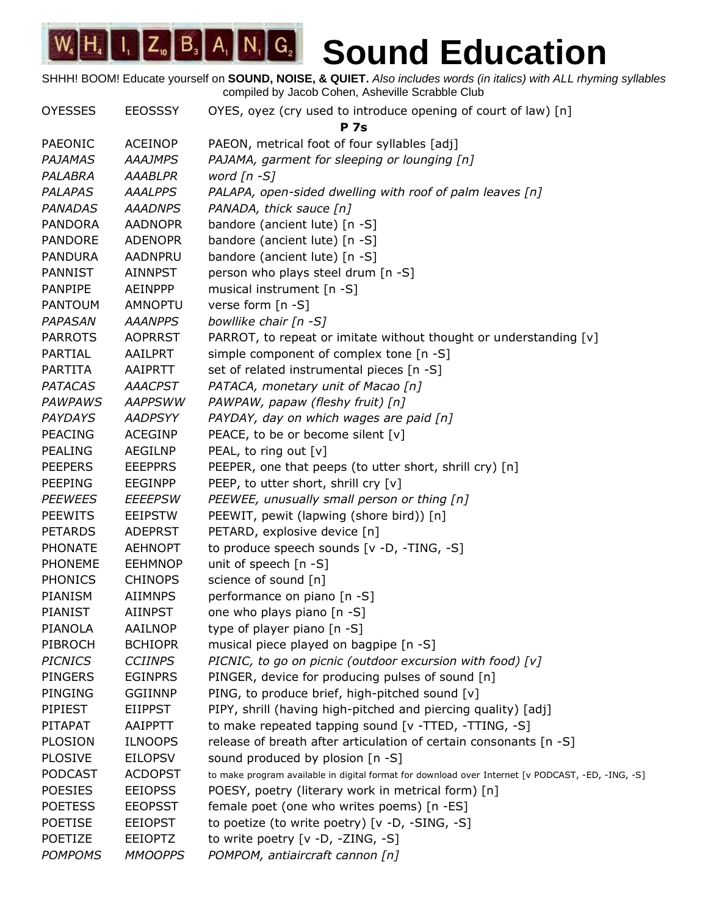# Sound Education

SHHH! BOOM! Educate yourself on **SOUND, NOISE, & QUIET.** *Also includes words (in italics) with ALL rhyming syllables*
compiled by Jacob Cohen, Asheville Scrabble Club

| | | |
|---|---|---|
| OYESSES | EEOSSSY | OYES, oyez (cry used to introduce opening of court of law) [n] |
| | | **P 7s** |
| PAEONIC | ACEINOP | PAEON, metrical foot of four syllables [adj] |
| *PAJAMAS* | *AAAJMPS* | *PAJAMA, garment for sleeping or lounging [n]* |
| *PALABRA* | *AAABLPR* | *word [n -S]* |
| *PALAPAS* | *AAALPPS* | *PALAPA, open-sided dwelling with roof of palm leaves [n]* |
| *PANADAS* | *AAADNPS* | *PANADA, thick sauce [n]* |
| PANDORA | AADNOPR | bandore (ancient lute) [n -S] |
| PANDORE | ADENOPR | bandore (ancient lute) [n -S] |
| PANDURA | AADNPRU | bandore (ancient lute) [n -S] |
| PANNIST | AINNPST | person who plays steel drum [n -S] |
| PANPIPE | AEINPPP | musical instrument [n -S] |
| PANTOUM | AMNOPTU | verse form [n -S] |
| *PAPASAN* | *AAANPPS* | *bowllike chair [n -S]* |
| PARROTS | AOPRRST | PARROT, to repeat or imitate without thought or understanding [v] |
| PARTIAL | AAILPRT | simple component of complex tone [n -S] |
| PARTITA | AAIPRTT | set of related instrumental pieces [n -S] |
| *PATACAS* | *AAACPST* | *PATACA, monetary unit of Macao [n]* |
| *PAWPAWS* | *AAPPSWW* | *PAWPAW, papaw (fleshy fruit) [n]* |
| *PAYDAYS* | *AADPSYY* | *PAYDAY, day on which wages are paid [n]* |
| PEACING | ACEGINP | PEACE, to be or become silent [v] |
| PEALING | AEGILNP | PEAL, to ring out [v] |
| PEEPERS | EEEPPRS | PEEPER, one that peeps (to utter short, shrill cry) [n] |
| PEEPING | EEGINPP | PEEP, to utter short, shrill cry [v] |
| *PEEWEES* | *EEEEPSW* | *PEEWEE, unusually small person or thing [n]* |
| PEEWITS | EEIPSTW | PEEWIT, pewit (lapwing (shore bird)) [n] |
| PETARDS | ADEPRST | PETARD, explosive device [n] |
| PHONATE | AEHNOPT | to produce speech sounds [v -D, -TING, -S] |
| PHONEME | EEHMNOP | unit of speech [n -S] |
| PHONICS | CHINOPS | science of sound [n] |
| PIANISM | AIIMNPS | performance on piano [n -S] |
| PIANIST | AIINPST | one who plays piano [n -S] |
| PIANOLA | AAILNOP | type of player piano [n -S] |
| PIBROCH | BCHIOPR | musical piece played on bagpipe [n -S] |
| *PICNICS* | *CCIINPS* | *PICNIC, to go on picnic (outdoor excursion with food) [v]* |
| PINGERS | EGINPRS | PINGER, device for producing pulses of sound [n] |
| PINGING | GGIINNP | PING, to produce brief, high-pitched sound [v] |
| PIPIEST | EIIPPST | PIPY, shrill (having high-pitched and piercing quality) [adj] |
| PITAPAT | AAIPPTT | to make repeated tapping sound [v -TTED, -TTING, -S] |
| PLOSION | ILNOOPS | release of breath after articulation of certain consonants [n -S] |
| PLOSIVE | EILOPSV | sound produced by plosion [n -S] |
| PODCAST | ACDOPST | to make program available in digital format for download over Internet [v PODCAST, -ED, -ING, -S] |
| POESIES | EEIOPSS | POESY, poetry (literary work in metrical form) [n] |
| POETESS | EEOPSST | female poet (one who writes poems) [n -ES] |
| POETISE | EEIOPST | to poetize (to write poetry) [v -D, -SING, -S] |
| POETIZE | EEIOPTZ | to write poetry [v -D, -ZING, -S] |
| *POMPOMS* | *MMOOPPS* | *POMPOM, antiaircraft cannon [n]* |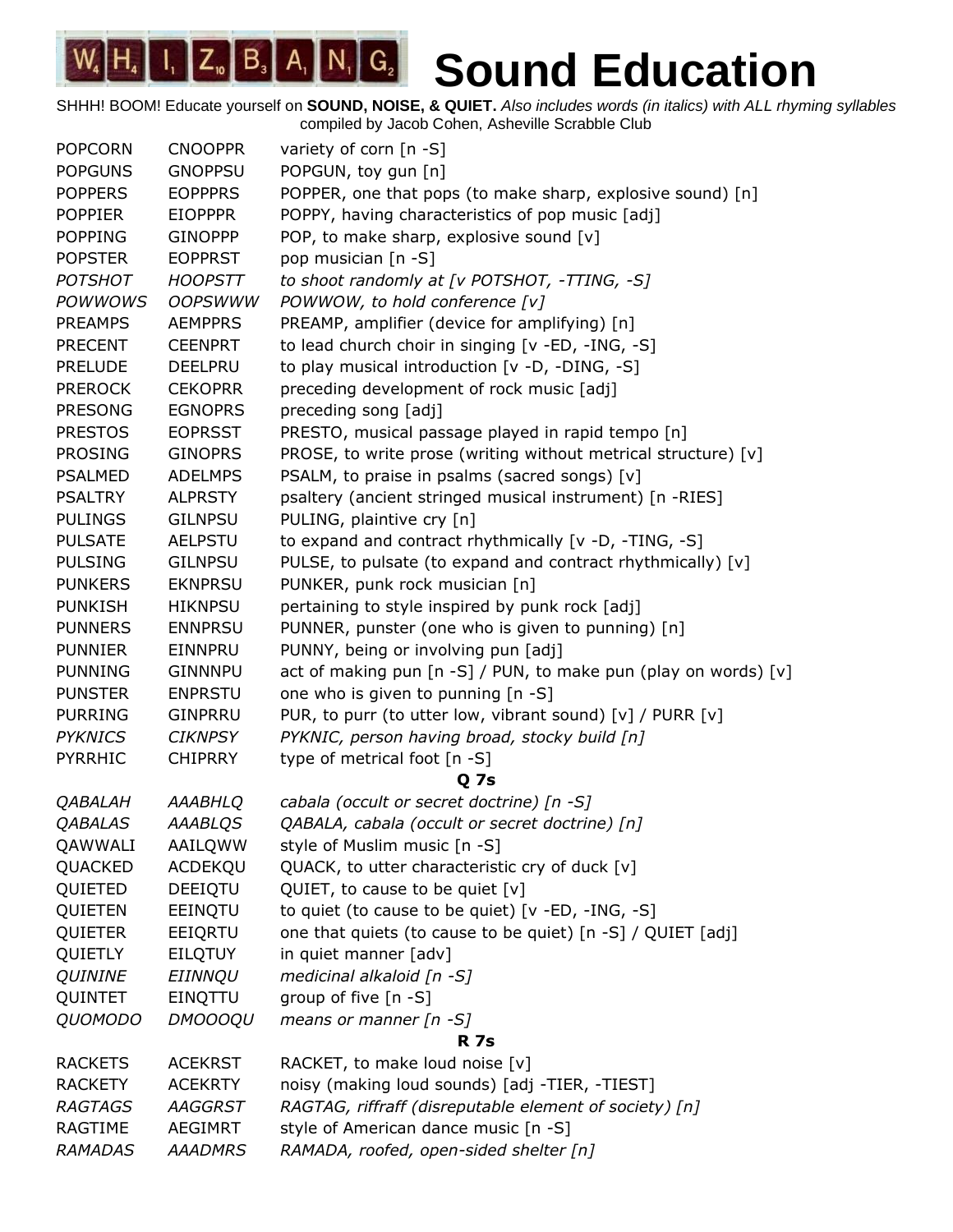# Sound Education

SHHH! BOOM! Educate yourself on **SOUND, NOISE, & QUIET.** *Also includes words (in italics) with ALL rhyming syllables*
compiled by Jacob Cohen, Asheville Scrabble Club

| | | |
|---|---|---|
| POPCORN | CNOOPPR | variety of corn [n -S] |
| POPGUNS | GNOPPSU | POPGUN, toy gun [n] |
| POPPERS | EOPPPRS | POPPER, one that pops (to make sharp, explosive sound) [n] |
| POPPIER | EIOPPPR | POPPY, having characteristics of pop music [adj] |
| POPPING | GINOPPP | POP, to make sharp, explosive sound [v] |
| POPSTER | EOPPRST | pop musician [n -S] |
| *POTSHOT* | *HOOPSTT* | *to shoot randomly at [v POTSHOT, -TTING, -S]* |
| *POWWOWS* | *OOPSWWW* | *POWWOW, to hold conference [v]* |
| PREAMPS | AEMPPRS | PREAMP, amplifier (device for amplifying) [n] |
| PRECENT | CEENPRT | to lead church choir in singing [v -ED, -ING, -S] |
| PRELUDE | DEELPRU | to play musical introduction [v -D, -DING, -S] |
| PREROCK | CEKOPRR | preceding development of rock music [adj] |
| PRESONG | EGNOPRS | preceding song [adj] |
| PRESTOS | EOPRSST | PRESTO, musical passage played in rapid tempo [n] |
| PROSING | GINOPRS | PROSE, to write prose (writing without metrical structure) [v] |
| PSALMED | ADELMPS | PSALM, to praise in psalms (sacred songs) [v] |
| PSALTRY | ALPRSTY | psaltery (ancient stringed musical instrument) [n -RIES] |
| PULINGS | GILNPSU | PULING, plaintive cry [n] |
| PULSATE | AELPSTU | to expand and contract rhythmically [v -D, -TING, -S] |
| PULSING | GILNPSU | PULSE, to pulsate (to expand and contract rhythmically) [v] |
| PUNKERS | EKNPRSU | PUNKER, punk rock musician [n] |
| PUNKISH | HIKNPSU | pertaining to style inspired by punk rock [adj] |
| PUNNERS | ENNPRSU | PUNNER, punster (one who is given to punning) [n] |
| PUNNIER | EINNPRU | PUNNY, being or involving pun [adj] |
| PUNNING | GINNNPU | act of making pun [n -S] / PUN, to make pun (play on words) [v] |
| PUNSTER | ENPRSTU | one who is given to punning [n -S] |
| PURRING | GINPRRU | PUR, to purr (to utter low, vibrant sound) [v] / PURR [v] |
| *PYKNICS* | *CIKNPSY* | *PYKNIC, person having broad, stocky build [n]* |
| PYRRHIC | CHIPRRY | type of metrical foot [n -S] |

**Q 7s**

| | | |
|---|---|---|
| *QABALAH* | *AAABHLQ* | *cabala (occult or secret doctrine) [n -S]* |
| *QABALAS* | *AAABLQS* | *QABALA, cabala (occult or secret doctrine) [n]* |
| QAWWALI | AAILQWW | style of Muslim music [n -S] |
| QUACKED | ACDEKQU | QUACK, to utter characteristic cry of duck [v] |
| QUIETED | DEEIQTU | QUIET, to cause to be quiet [v] |
| QUIETEN | EEINQTU | to quiet (to cause to be quiet) [v -ED, -ING, -S] |
| QUIETER | EEIQRTU | one that quiets (to cause to be quiet) [n -S] / QUIET [adj] |
| QUIETLY | EILQTUY | in quiet manner [adv] |
| *QUININE* | *EIINNQU* | *medicinal alkaloid [n -S]* |
| QUINTET | EINQTTU | group of five [n -S] |
| *QUOMODO* | *DMOOOQU* | *means or manner [n -S]* |

**R 7s**

| | | |
|---|---|---|
| RACKETS | ACEKRST | RACKET, to make loud noise [v] |
| RACKETY | ACEKRTY | noisy (making loud sounds) [adj -TIER, -TIEST] |
| *RAGTAGS* | *AAGGRST* | *RAGTAG, riffraff (disreputable element of society) [n]* |
| RAGTIME | AEGIMRT | style of American dance music [n -S] |
| *RAMADAS* | *AAADMRS* | *RAMADA, roofed, open-sided shelter [n]* |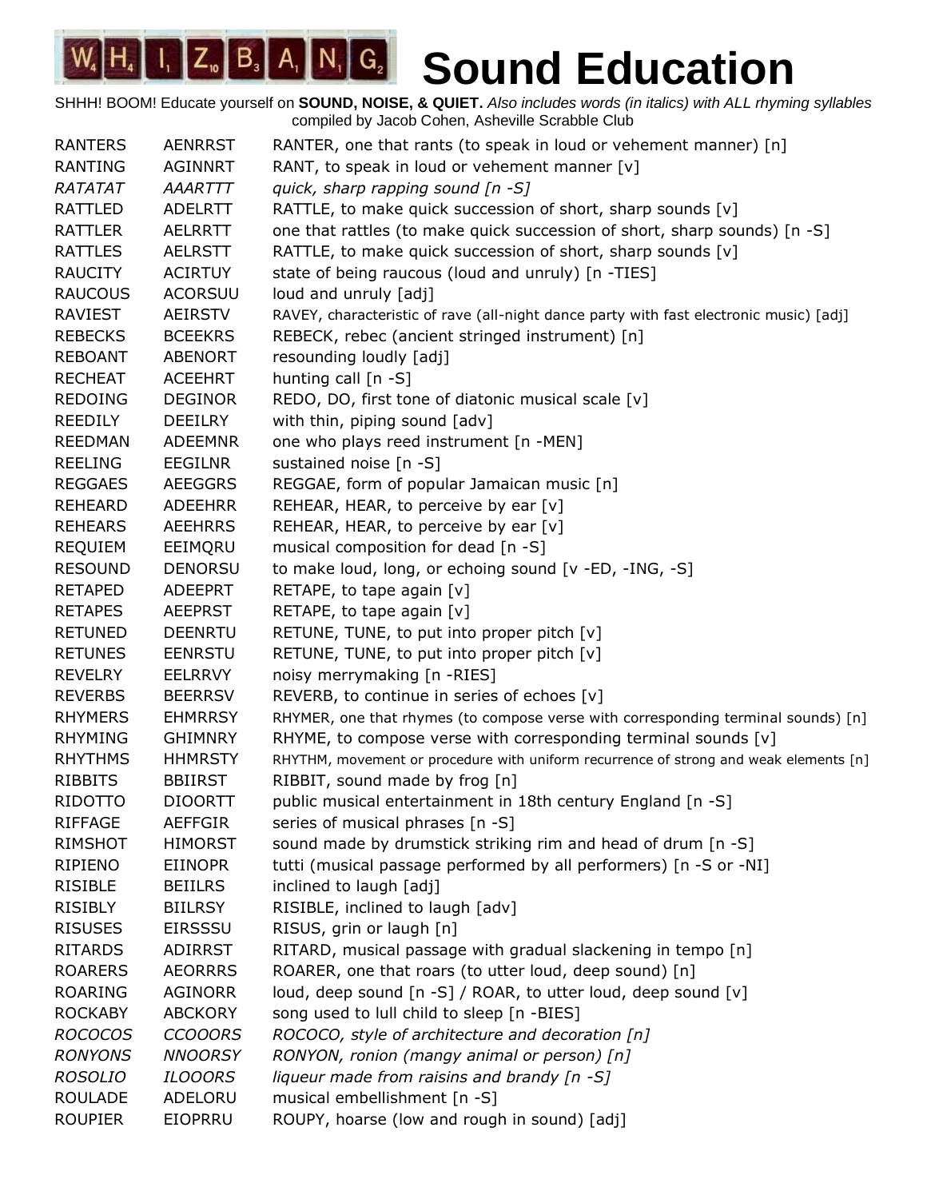# Sound Education

SHHH! BOOM! Educate yourself on **SOUND, NOISE, & QUIET.** *Also includes words (in italics) with ALL rhyming syllables*
compiled by Jacob Cohen, Asheville Scrabble Club

| | | |
|---|---|---|
| RANTERS | AENRRST | RANTER, one that rants (to speak in loud or vehement manner) [n] |
| RANTING | AGINNRT | RANT, to speak in loud or vehement manner [v] |
| *RATATAT* | *AAARTTT* | *quick, sharp rapping sound [n -S]* |
| RATTLED | ADELRTT | RATTLE, to make quick succession of short, sharp sounds [v] |
| RATTLER | AELRRTT | one that rattles (to make quick succession of short, sharp sounds) [n -S] |
| RATTLES | AELRSTT | RATTLE, to make quick succession of short, sharp sounds [v] |
| RAUCITY | ACIRTUY | state of being raucous (loud and unruly) [n -TIES] |
| RAUCOUS | ACORSUU | loud and unruly [adj] |
| RAVIEST | AEIRSTV | RAVEY, characteristic of rave (all-night dance party with fast electronic music) [adj] |
| REBECKS | BCEEKRS | REBECK, rebec (ancient stringed instrument) [n] |
| REBOANT | ABENORT | resounding loudly [adj] |
| RECHEAT | ACEEHRT | hunting call [n -S] |
| REDOING | DEGINOR | REDO, DO, first tone of diatonic musical scale [v] |
| REEDILY | DEEILRY | with thin, piping sound [adv] |
| REEDMAN | ADEEMNR | one who plays reed instrument [n -MEN] |
| REELING | EEGILNR | sustained noise [n -S] |
| REGGAES | AEEGGRS | REGGAE, form of popular Jamaican music [n] |
| REHEARD | ADEEHRR | REHEAR, HEAR, to perceive by ear [v] |
| REHEARS | AEEHRRS | REHEAR, HEAR, to perceive by ear [v] |
| REQUIEM | EEIMQRU | musical composition for dead [n -S] |
| RESOUND | DENORSU | to make loud, long, or echoing sound [v -ED, -ING, -S] |
| RETAPED | ADEEPRT | RETAPE, to tape again [v] |
| RETAPES | AEEPRST | RETAPE, to tape again [v] |
| RETUNED | DEENRTU | RETUNE, TUNE, to put into proper pitch [v] |
| RETUNES | EENRSTU | RETUNE, TUNE, to put into proper pitch [v] |
| REVELRY | EELRRVY | noisy merrymaking [n -RIES] |
| REVERBS | BEERRSV | REVERB, to continue in series of echoes [v] |
| RHYMERS | EHMRRSY | RHYMER, one that rhymes (to compose verse with corresponding terminal sounds) [n] |
| RHYMING | GHIMNRY | RHYME, to compose verse with corresponding terminal sounds [v] |
| RHYTHMS | HHMRSTY | RHYTHM, movement or procedure with uniform recurrence of strong and weak elements [n] |
| RIBBITS | BBIIRST | RIBBIT, sound made by frog [n] |
| RIDOTTO | DIOORTT | public musical entertainment in 18th century England [n -S] |
| RIFFAGE | AEFFGIR | series of musical phrases [n -S] |
| RIMSHOT | HIMORST | sound made by drumstick striking rim and head of drum [n -S] |
| RIPIENO | EIINOPR | tutti (musical passage performed by all performers) [n -S or -NI] |
| RISIBLE | BEIILRS | inclined to laugh [adj] |
| RISIBLY | BIILRSY | RISIBLE, inclined to laugh [adv] |
| RISUSES | EIRSSSU | RISUS, grin or laugh [n] |
| RITARDS | ADIRRST | RITARD, musical passage with gradual slackening in tempo [n] |
| ROARERS | AEORRRS | ROARER, one that roars (to utter loud, deep sound) [n] |
| ROARING | AGINORR | loud, deep sound [n -S] / ROAR, to utter loud, deep sound [v] |
| ROCKABY | ABCKORY | song used to lull child to sleep [n -BIES] |
| *ROCOCOS* | *CCOOORS* | *ROCOCO, style of architecture and decoration [n]* |
| *RONYONS* | *NNOORSY* | *RONYON, ronion (mangy animal or person) [n]* |
| *ROSOLIO* | *ILOOORS* | *liqueur made from raisins and brandy [n -S]* |
| ROULADE | ADELORU | musical embellishment [n -S] |
| ROUPIER | EIOPRRU | ROUPY, hoarse (low and rough in sound) [adj] |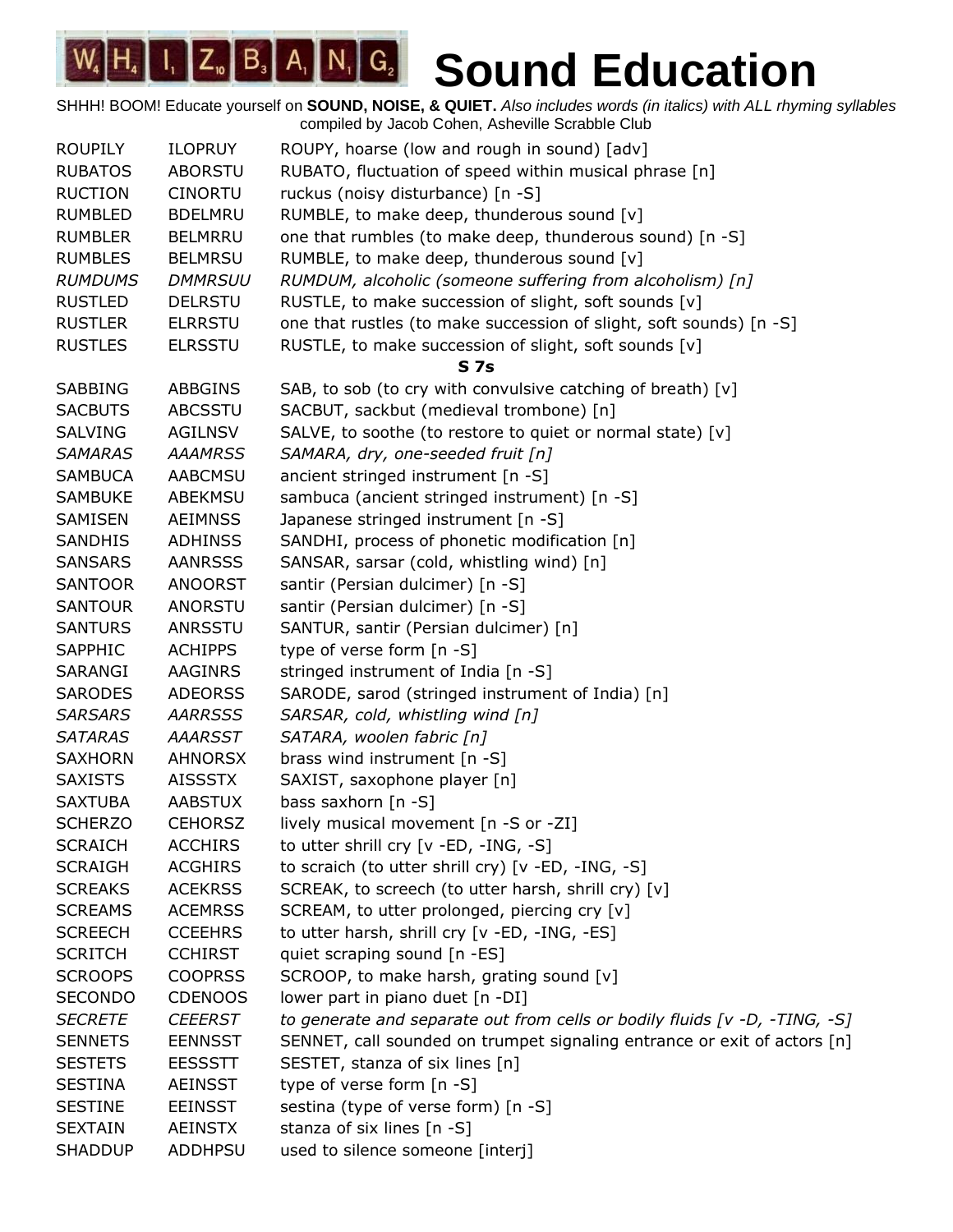# Sound Education

SHHH! BOOM! Educate yourself on **SOUND, NOISE, & QUIET.** *Also includes words (in italics) with ALL rhyming syllables*
compiled by Jacob Cohen, Asheville Scrabble Club

| | | |
|---|---|---|
| ROUPILY | ILOPRUY | ROUPY, hoarse (low and rough in sound) [adv] |
| RUBATOS | ABORSTU | RUBATO, fluctuation of speed within musical phrase [n] |
| RUCTION | CINORTU | ruckus (noisy disturbance) [n -S] |
| RUMBLED | BDELMRU | RUMBLE, to make deep, thunderous sound [v] |
| RUMBLER | BELMRRU | one that rumbles (to make deep, thunderous sound) [n -S] |
| RUMBLES | BELMRSU | RUMBLE, to make deep, thunderous sound [v] |
| *RUMDUMS* | *DMMRSUU* | *RUMDUM, alcoholic (someone suffering from alcoholism) [n]* |
| RUSTLED | DELRSTU | RUSTLE, to make succession of slight, soft sounds [v] |
| RUSTLER | ELRRSTU | one that rustles (to make succession of slight, soft sounds) [n -S] |
| RUSTLES | ELRSSTU | RUSTLE, to make succession of slight, soft sounds [v] |
| | **S 7s** | |
| SABBING | ABBGINS | SAB, to sob (to cry with convulsive catching of breath) [v] |
| SACBUTS | ABCSSTU | SACBUT, sackbut (medieval trombone) [n] |
| SALVING | AGILNSV | SALVE, to soothe (to restore to quiet or normal state) [v] |
| *SAMARAS* | *AAAMRSS* | *SAMARA, dry, one-seeded fruit [n]* |
| SAMBUCA | AABCMSU | ancient stringed instrument [n -S] |
| SAMBUKE | ABEKMSU | sambuca (ancient stringed instrument) [n -S] |
| SAMISEN | AEIMNSS | Japanese stringed instrument [n -S] |
| SANDHIS | ADHINSS | SANDHI, process of phonetic modification [n] |
| SANSARS | AANRSSS | SANSAR, sarsar (cold, whistling wind) [n] |
| SANTOOR | ANOORST | santir (Persian dulcimer) [n -S] |
| SANTOUR | ANORSTU | santir (Persian dulcimer) [n -S] |
| SANTURS | ANRSSTU | SANTUR, santir (Persian dulcimer) [n] |
| SAPPHIC | ACHIPPS | type of verse form [n -S] |
| SARANGI | AAGINRS | stringed instrument of India [n -S] |
| SARODES | ADEORSS | SARODE, sarod (stringed instrument of India) [n] |
| *SARSARS* | *AARRSSS* | *SARSAR, cold, whistling wind [n]* |
| *SATARAS* | *AAARSST* | *SATARA, woolen fabric [n]* |
| SAXHORN | AHNORSX | brass wind instrument [n -S] |
| SAXISTS | AISSSTX | SAXIST, saxophone player [n] |
| SAXTUBA | AABSTUX | bass saxhorn [n -S] |
| SCHERZO | CEHORSZ | lively musical movement [n -S or -ZI] |
| SCRAICH | ACCHIRS | to utter shrill cry [v -ED, -ING, -S] |
| SCRAIGH | ACGHIRS | to scraich (to utter shrill cry) [v -ED, -ING, -S] |
| SCREAKS | ACEKRSS | SCREAK, to screech (to utter harsh, shrill cry) [v] |
| SCREAMS | ACEMRSS | SCREAM, to utter prolonged, piercing cry [v] |
| SCREECH | CCEEHRS | to utter harsh, shrill cry [v -ED, -ING, -ES] |
| SCRITCH | CCHIRST | quiet scraping sound [n -ES] |
| SCROOPS | COOPRSS | SCROOP, to make harsh, grating sound [v] |
| SECONDO | CDENOOS | lower part in piano duet [n -DI] |
| *SECRETE* | *CEEERST* | *to generate and separate out from cells or bodily fluids [v -D, -TING, -S]* |
| SENNETS | EENNSST | SENNET, call sounded on trumpet signaling entrance or exit of actors [n] |
| SESTETS | EESSSTT | SESTET, stanza of six lines [n] |
| SESTINA | AEINSST | type of verse form [n -S] |
| SESTINE | EEINSST | sestina (type of verse form) [n -S] |
| SEXTAIN | AEINSTX | stanza of six lines [n -S] |
| SHADDUP | ADDHPSU | used to silence someone [interj] |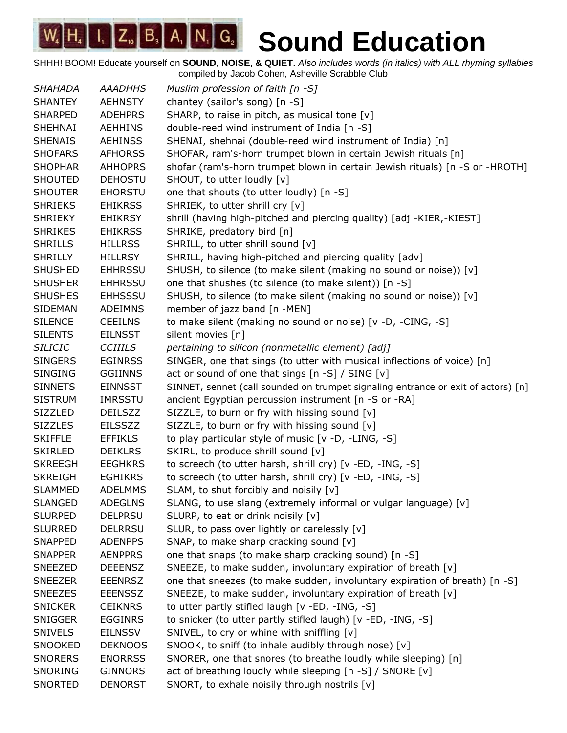# Sound Education

SHHH! BOOM! Educate yourself on **SOUND, NOISE, & QUIET.** *Also includes words (in italics) with ALL rhyming syllables* compiled by Jacob Cohen, Asheville Scrabble Club

| | | |
|---|---|---|
| *SHAHADA* | *AAADHHS* | *Muslim profession of faith [n -S]* |
| SHANTEY | AEHNSTY | chantey (sailor's song) [n -S] |
| SHARPED | ADEHPRS | SHARP, to raise in pitch, as musical tone [v] |
| SHEHNAI | AEHHINS | double-reed wind instrument of India [n -S] |
| SHENAIS | AEHINSS | SHENAI, shehnai (double-reed wind instrument of India) [n] |
| SHOFARS | AFHORSS | SHOFAR, ram's-horn trumpet blown in certain Jewish rituals [n] |
| SHOPHAR | AHHOPRS | shofar (ram's-horn trumpet blown in certain Jewish rituals) [n -S or -HROTH] |
| SHOUTED | DEHOSTU | SHOUT, to utter loudly [v] |
| SHOUTER | EHORSTU | one that shouts (to utter loudly) [n -S] |
| SHRIEKS | EHIKRSS | SHRIEK, to utter shrill cry [v] |
| SHRIEKY | EHIKRSY | shrill (having high-pitched and piercing quality) [adj -KIER,-KIEST] |
| SHRIKES | EHIKRSS | SHRIKE, predatory bird [n] |
| SHRILLS | HILLRSS | SHRILL, to utter shrill sound [v] |
| SHRILLY | HILLRSY | SHRILL, having high-pitched and piercing quality [adv] |
| SHUSHED | EHHRSSU | SHUSH, to silence (to make silent (making no sound or noise)) [v] |
| SHUSHER | EHHRSSU | one that shushes (to silence (to make silent)) [n -S] |
| SHUSHES | EHHSSSU | SHUSH, to silence (to make silent (making no sound or noise)) [v] |
| SIDEMAN | ADEIMNS | member of jazz band [n -MEN] |
| SILENCE | CEEILNS | to make silent (making no sound or noise) [v -D, -CING, -S] |
| SILENTS | EILNSST | silent movies [n] |
| *SILICIC* | *CCIIILS* | *pertaining to silicon (nonmetallic element) [adj]* |
| SINGERS | EGINRSS | SINGER, one that sings (to utter with musical inflections of voice) [n] |
| SINGING | GGIINNS | act or sound of one that sings [n -S] / SING [v] |
| SINNETS | EINNSST | SINNET, sennet (call sounded on trumpet signaling entrance or exit of actors) [n] |
| SISTRUM | IMRSSTU | ancient Egyptian percussion instrument [n -S or -RA] |
| SIZZLED | DEILSZZ | SIZZLE, to burn or fry with hissing sound [v] |
| SIZZLES | EILSSZZ | SIZZLE, to burn or fry with hissing sound [v] |
| SKIFFLE | EFFIKLS | to play particular style of music [v -D, -LING, -S] |
| SKIRLED | DEIKLRS | SKIRL, to produce shrill sound [v] |
| SKREEGH | EEGHKRS | to screech (to utter harsh, shrill cry) [v -ED, -ING, -S] |
| SKREIGH | EGHIKRS | to screech (to utter harsh, shrill cry) [v -ED, -ING, -S] |
| SLAMMED | ADELMMS | SLAM, to shut forcibly and noisily [v] |
| SLANGED | ADEGLNS | SLANG, to use slang (extremely informal or vulgar language) [v] |
| SLURPED | DELPRSU | SLURP, to eat or drink noisily [v] |
| SLURRED | DELRRSU | SLUR, to pass over lightly or carelessly [v] |
| SNAPPED | ADENPPS | SNAP, to make sharp cracking sound [v] |
| SNAPPER | AENPPRS | one that snaps (to make sharp cracking sound) [n -S] |
| SNEEZED | DEEENSZ | SNEEZE, to make sudden, involuntary expiration of breath [v] |
| SNEEZER | EEENRSZ | one that sneezes (to make sudden, involuntary expiration of breath) [n -S] |
| SNEEZES | EEENSSZ | SNEEZE, to make sudden, involuntary expiration of breath [v] |
| SNICKER | CEIKNRS | to utter partly stifled laugh [v -ED, -ING, -S] |
| SNIGGER | EGGINRS | to snicker (to utter partly stifled laugh) [v -ED, -ING, -S] |
| SNIVELS | EILNSSV | SNIVEL, to cry or whine with sniffling [v] |
| SNOOKED | DEKNOOS | SNOOK, to sniff (to inhale audibly through nose) [v] |
| SNORERS | ENORRSS | SNORER, one that snores (to breathe loudly while sleeping) [n] |
| SNORING | GINNORS | act of breathing loudly while sleeping [n -S] / SNORE [v] |
| SNORTED | DENORST | SNORT, to exhale noisily through nostrils [v] |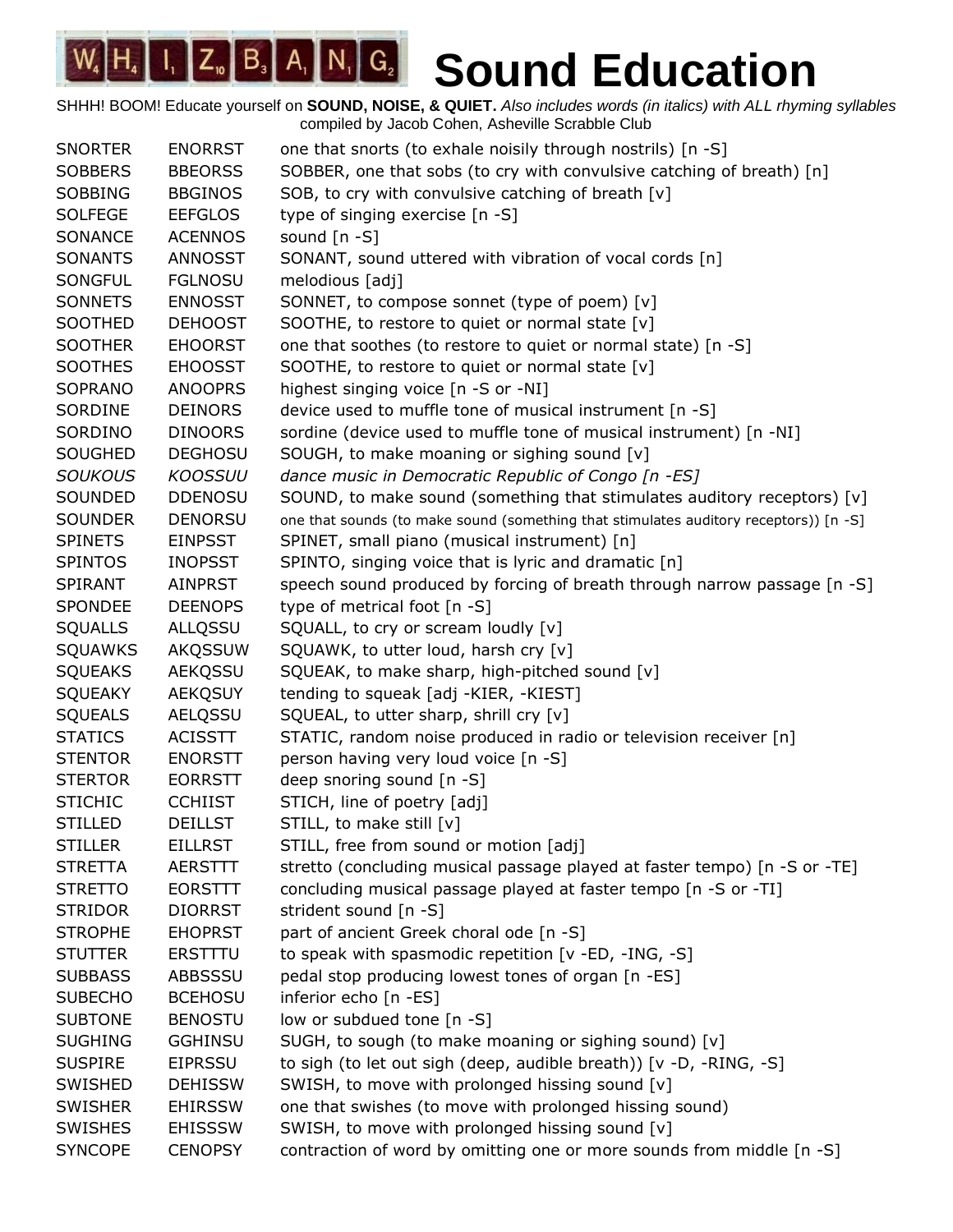# WHIZBANG Sound Education

SHHH! BOOM! Educate yourself on **SOUND, NOISE, & QUIET.** *Also includes words (in italics) with ALL rhyming syllables*
compiled by Jacob Cohen, Asheville Scrabble Club

| | | |
|---|---|---|
| SNORTER | ENORRST | one that snorts (to exhale noisily through nostrils) [n -S] |
| SOBBERS | BBEORSS | SOBBER, one that sobs (to cry with convulsive catching of breath) [n] |
| SOBBING | BBGINOS | SOB, to cry with convulsive catching of breath [v] |
| SOLFEGE | EEFGLOS | type of singing exercise [n -S] |
| SONANCE | ACENNOS | sound [n -S] |
| SONANTS | ANNOSST | SONANT, sound uttered with vibration of vocal cords [n] |
| SONGFUL | FGLNOSU | melodious [adj] |
| SONNETS | ENNOSST | SONNET, to compose sonnet (type of poem) [v] |
| SOOTHED | DEHOOST | SOOTHE, to restore to quiet or normal state [v] |
| SOOTHER | EHOORST | one that soothes (to restore to quiet or normal state) [n -S] |
| SOOTHES | EHOOSST | SOOTHE, to restore to quiet or normal state [v] |
| SOPRANO | ANOOPRS | highest singing voice [n -S or -NI] |
| SORDINE | DEINORS | device used to muffle tone of musical instrument [n -S] |
| SORDINO | DINOORS | sordine (device used to muffle tone of musical instrument) [n -NI] |
| SOUGHED | DEGHOSU | SOUGH, to make moaning or sighing sound [v] |
| *SOUKOUS* | *KOOSSUU* | *dance music in Democratic Republic of Congo [n -ES]* |
| SOUNDED | DDENOSU | SOUND, to make sound (something that stimulates auditory receptors) [v] |
| SOUNDER | DENORSU | one that sounds (to make sound (something that stimulates auditory receptors)) [n -S] |
| SPINETS | EINPSST | SPINET, small piano (musical instrument) [n] |
| SPINTOS | INOPSST | SPINTO, singing voice that is lyric and dramatic [n] |
| SPIRANT | AINPRST | speech sound produced by forcing of breath through narrow passage [n -S] |
| SPONDEE | DEENOPS | type of metrical foot [n -S] |
| SQUALLS | ALLQSSU | SQUALL, to cry or scream loudly [v] |
| SQUAWKS | AKQSSUW | SQUAWK, to utter loud, harsh cry [v] |
| SQUEAKS | AEKQSSU | SQUEAK, to make sharp, high-pitched sound [v] |
| SQUEAKY | AEKQSUY | tending to squeak [adj -KIER, -KIEST] |
| SQUEALS | AELQSSU | SQUEAL, to utter sharp, shrill cry [v] |
| STATICS | ACISSTT | STATIC, random noise produced in radio or television receiver [n] |
| STENTOR | ENORSTT | person having very loud voice [n -S] |
| STERTOR | EORRSTT | deep snoring sound [n -S] |
| STICHIC | CCHIIST | STICH, line of poetry [adj] |
| STILLED | DEILLST | STILL, to make still [v] |
| STILLER | EILLRST | STILL, free from sound or motion [adj] |
| STRETTA | AERSTTT | stretto (concluding musical passage played at faster tempo) [n -S or -TE] |
| STRETTO | EORSTTT | concluding musical passage played at faster tempo [n -S or -TI] |
| STRIDOR | DIORRST | strident sound [n -S] |
| STROPHE | EHOPRST | part of ancient Greek choral ode [n -S] |
| STUTTER | ERSTTTU | to speak with spasmodic repetition [v -ED, -ING, -S] |
| SUBBASS | ABBSSSU | pedal stop producing lowest tones of organ [n -ES] |
| SUBECHO | BCEHOSU | inferior echo [n -ES] |
| SUBTONE | BENOSTU | low or subdued tone [n -S] |
| SUGHING | GGHINSU | SUGH, to sough (to make moaning or sighing sound) [v] |
| SUSPIRE | EIPRSSU | to sigh (to let out sigh (deep, audible breath)) [v -D, -RING, -S] |
| SWISHED | DEHISSW | SWISH, to move with prolonged hissing sound [v] |
| SWISHER | EHIRSSW | one that swishes (to move with prolonged hissing sound) |
| SWISHES | EHISSSW | SWISH, to move with prolonged hissing sound [v] |
| SYNCOPE | CENOPSY | contraction of word by omitting one or more sounds from middle [n -S] |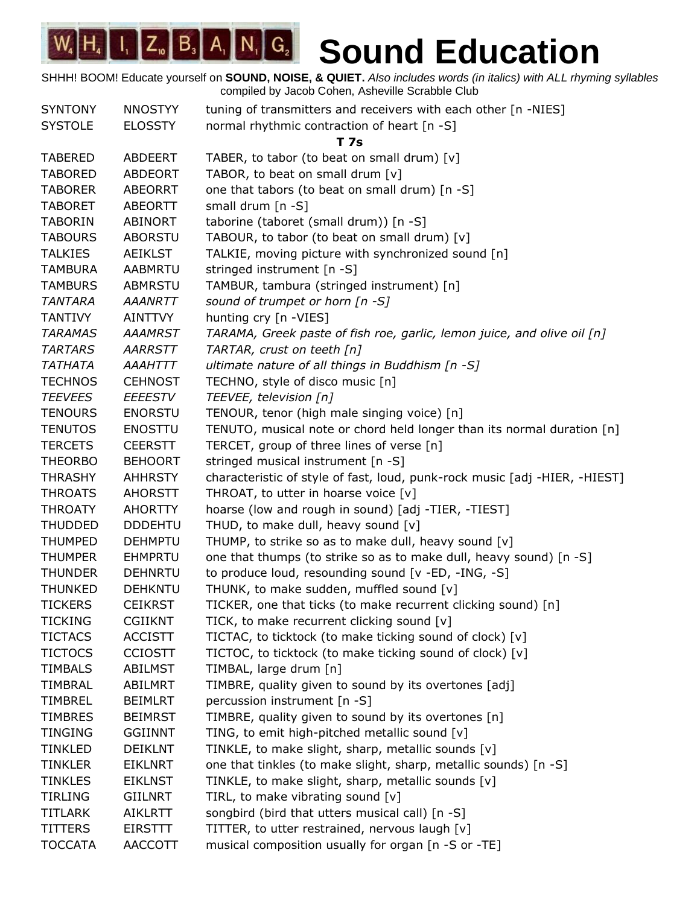# Sound Education

SHHH! BOOM! Educate yourself on **SOUND, NOISE, & QUIET.** *Also includes words (in italics) with ALL rhyming syllables*
compiled by Jacob Cohen, Asheville Scrabble Club

| | | |
|---|---|---|
| SYNTONY | NNOSTYY | tuning of transmitters and receivers with each other [n -NIES] |
| SYSTOLE | ELOSSTY | normal rhythmic contraction of heart [n -S] |
| | | **T 7s** |
| TABERED | ABDEERT | TABER, to tabor (to beat on small drum) [v] |
| TABORED | ABDEORT | TABOR, to beat on small drum [v] |
| TABORER | ABEORRT | one that tabors (to beat on small drum) [n -S] |
| TABORET | ABEORTT | small drum [n -S] |
| TABORIN | ABINORT | taborine (taboret (small drum)) [n -S] |
| TABOURS | ABORSTU | TABOUR, to tabor (to beat on small drum) [v] |
| TALKIES | AEIKLST | TALKIE, moving picture with synchronized sound [n] |
| TAMBURA | AABMRTU | stringed instrument [n -S] |
| TAMBURS | ABMRSTU | TAMBUR, tambura (stringed instrument) [n] |
| *TANTARA* | *AAANRTT* | *sound of trumpet or horn [n -S]* |
| TANTIVY | AINTTVY | hunting cry [n -VIES] |
| *TARAMAS* | *AAAMRST* | *TARAMA, Greek paste of fish roe, garlic, lemon juice, and olive oil [n]* |
| *TARTARS* | *AARRSTT* | *TARTAR, crust on teeth [n]* |
| *TATHATA* | *AAAHTTT* | *ultimate nature of all things in Buddhism [n -S]* |
| TECHNOS | CEHNOST | TECHNO, style of disco music [n] |
| *TEEVEES* | *EEEESTV* | *TEEVEE, television [n]* |
| TENOURS | ENORSTU | TENOUR, tenor (high male singing voice) [n] |
| TENUTOS | ENOSTTU | TENUTO, musical note or chord held longer than its normal duration [n] |
| TERCETS | CEERSTT | TERCET, group of three lines of verse [n] |
| THEORBO | BEHOORT | stringed musical instrument [n -S] |
| THRASHY | AHHRSTY | characteristic of style of fast, loud, punk-rock music [adj -HIER, -HIEST] |
| THROATS | AHORSTT | THROAT, to utter in hoarse voice [v] |
| THROATY | AHORTTY | hoarse (low and rough in sound) [adj -TIER, -TIEST] |
| THUDDED | DDDEHTU | THUD, to make dull, heavy sound [v] |
| THUMPED | DEHMPTU | THUMP, to strike so as to make dull, heavy sound [v] |
| THUMPER | EHMPRTU | one that thumps (to strike so as to make dull, heavy sound) [n -S] |
| THUNDER | DEHNRTU | to produce loud, resounding sound [v -ED, -ING, -S] |
| THUNKED | DEHKNTU | THUNK, to make sudden, muffled sound [v] |
| TICKERS | CEIKRST | TICKER, one that ticks (to make recurrent clicking sound) [n] |
| TICKING | CGIIKNT | TICK, to make recurrent clicking sound [v] |
| TICTACS | ACCISTT | TICTAC, to ticktock (to make ticking sound of clock) [v] |
| TICTOCS | CCIOSTT | TICTOC, to ticktock (to make ticking sound of clock) [v] |
| TIMBALS | ABILMST | TIMBAL, large drum [n] |
| TIMBRAL | ABILMRT | TIMBRE, quality given to sound by its overtones [adj] |
| TIMBREL | BEIMLRT | percussion instrument [n -S] |
| TIMBRES | BEIMRST | TIMBRE, quality given to sound by its overtones [n] |
| TINGING | GGIINNT | TING, to emit high-pitched metallic sound [v] |
| TINKLED | DEIKLNT | TINKLE, to make slight, sharp, metallic sounds [v] |
| TINKLER | EIKLNRT | one that tinkles (to make slight, sharp, metallic sounds) [n -S] |
| TINKLES | EIKLNST | TINKLE, to make slight, sharp, metallic sounds [v] |
| TIRLING | GIILNRT | TIRL, to make vibrating sound [v] |
| TITLARK | AIKLRTT | songbird (bird that utters musical call) [n -S] |
| TITTERS | EIRSTTT | TITTER, to utter restrained, nervous laugh [v] |
| TOCCATA | AACCOTT | musical composition usually for organ [n -S or -TE] |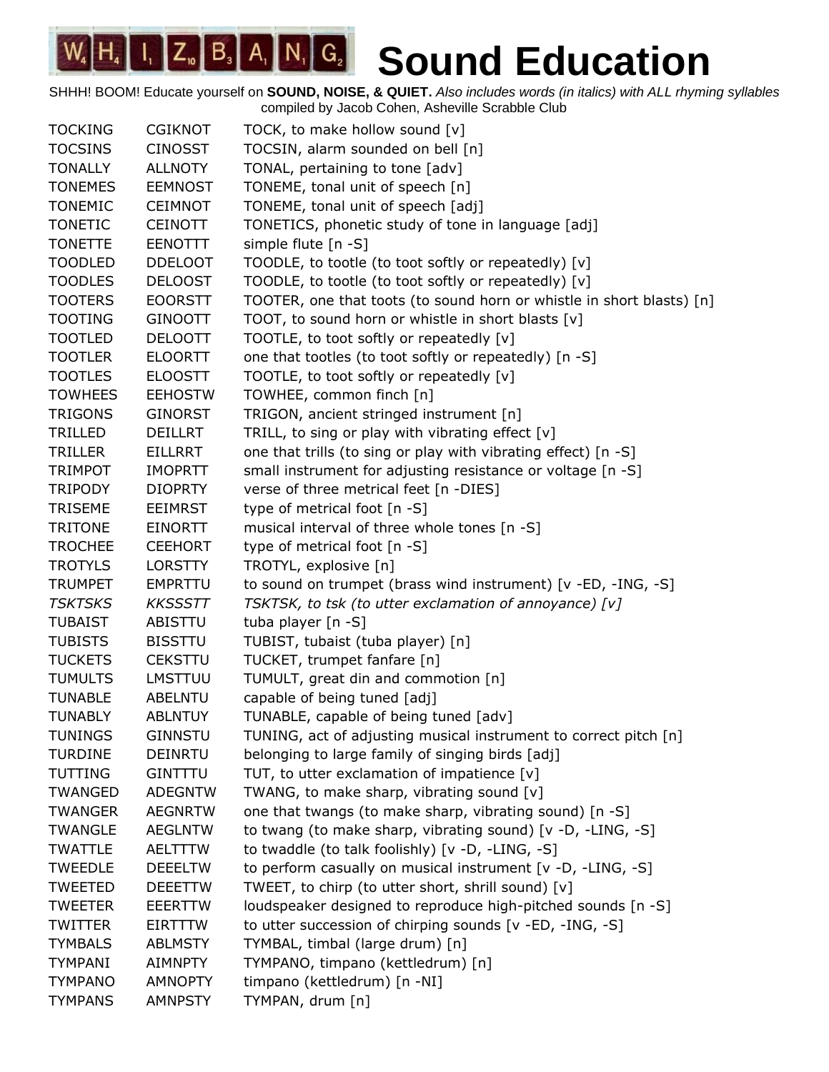# Sound Education

SHHH! BOOM! Educate yourself on **SOUND, NOISE, & QUIET.** *Also includes words (in italics) with ALL rhyming syllables* compiled by Jacob Cohen, Asheville Scrabble Club

| | | |
|---|---|---|
| TOCKING | CGIKNOT | TOCK, to make hollow sound [v] |
| TOCSINS | CINOSST | TOCSIN, alarm sounded on bell [n] |
| TONALLY | ALLNOTY | TONAL, pertaining to tone [adv] |
| TONEMES | EEMNOST | TONEME, tonal unit of speech [n] |
| TONEMIC | CEIMNOT | TONEME, tonal unit of speech [adj] |
| TONETIC | CEINOTT | TONETICS, phonetic study of tone in language [adj] |
| TONETTE | EENOTTT | simple flute [n -S] |
| TOODLED | DDELOOT | TOODLE, to tootle (to toot softly or repeatedly) [v] |
| TOODLES | DELOOST | TOODLE, to tootle (to toot softly or repeatedly) [v] |
| TOOTERS | EOORSTT | TOOTER, one that toots (to sound horn or whistle in short blasts) [n] |
| TOOTING | GINOOTT | TOOT, to sound horn or whistle in short blasts [v] |
| TOOTLED | DELOOTT | TOOTLE, to toot softly or repeatedly [v] |
| TOOTLER | ELOORTT | one that tootles (to toot softly or repeatedly) [n -S] |
| TOOTLES | ELOOSTT | TOOTLE, to toot softly or repeatedly [v] |
| TOWHEES | EEHOSTW | TOWHEE, common finch [n] |
| TRIGONS | GINORST | TRIGON, ancient stringed instrument [n] |
| TRILLED | DEILLRT | TRILL, to sing or play with vibrating effect [v] |
| TRILLER | EILLRRT | one that trills (to sing or play with vibrating effect) [n -S] |
| TRIMPOT | IMOPRTT | small instrument for adjusting resistance or voltage [n -S] |
| TRIPODY | DIOPRTY | verse of three metrical feet [n -DIES] |
| TRISEME | EEIMRST | type of metrical foot [n -S] |
| TRITONE | EINORTT | musical interval of three whole tones [n -S] |
| TROCHEE | CEEHORT | type of metrical foot [n -S] |
| TROTYLS | LORSTTY | TROTYL, explosive [n] |
| TRUMPET | EMPRTTU | to sound on trumpet (brass wind instrument) [v -ED, -ING, -S] |
| *TSKTSKS* | *KKSSSTT* | *TSKTSK, to tsk (to utter exclamation of annoyance) [v]* |
| TUBAIST | ABISTTU | tuba player [n -S] |
| TUBISTS | BISSTTU | TUBIST, tubaist (tuba player) [n] |
| TUCKETS | CEKSTTU | TUCKET, trumpet fanfare [n] |
| TUMULTS | LMSTTUU | TUMULT, great din and commotion [n] |
| TUNABLE | ABELNTU | capable of being tuned [adj] |
| TUNABLY | ABLNTUY | TUNABLE, capable of being tuned [adv] |
| TUNINGS | GINNSTU | TUNING, act of adjusting musical instrument to correct pitch [n] |
| TURDINE | DEINRTU | belonging to large family of singing birds [adj] |
| TUTTING | GINTTTU | TUT, to utter exclamation of impatience [v] |
| TWANGED | ADEGNTW | TWANG, to make sharp, vibrating sound [v] |
| TWANGER | AEGNRTW | one that twangs (to make sharp, vibrating sound) [n -S] |
| TWANGLE | AEGLNTW | to twang (to make sharp, vibrating sound) [v -D, -LING, -S] |
| TWATTLE | AELTTTW | to twaddle (to talk foolishly) [v -D, -LING, -S] |
| TWEEDLE | DEEELTW | to perform casually on musical instrument [v -D, -LING, -S] |
| TWEETED | DEEETTW | TWEET, to chirp (to utter short, shrill sound) [v] |
| TWEETER | EEERTTW | loudspeaker designed to reproduce high-pitched sounds [n -S] |
| TWITTER | EIRTTTW | to utter succession of chirping sounds [v -ED, -ING, -S] |
| TYMBALS | ABLMSTY | TYMBAL, timbal (large drum) [n] |
| TYMPANI | AIMNPTY | TYMPANO, timpano (kettledrum) [n] |
| TYMPANO | AMNOPTY | timpano (kettledrum) [n -NI] |
| TYMPANS | AMNPSTY | TYMPAN, drum [n] |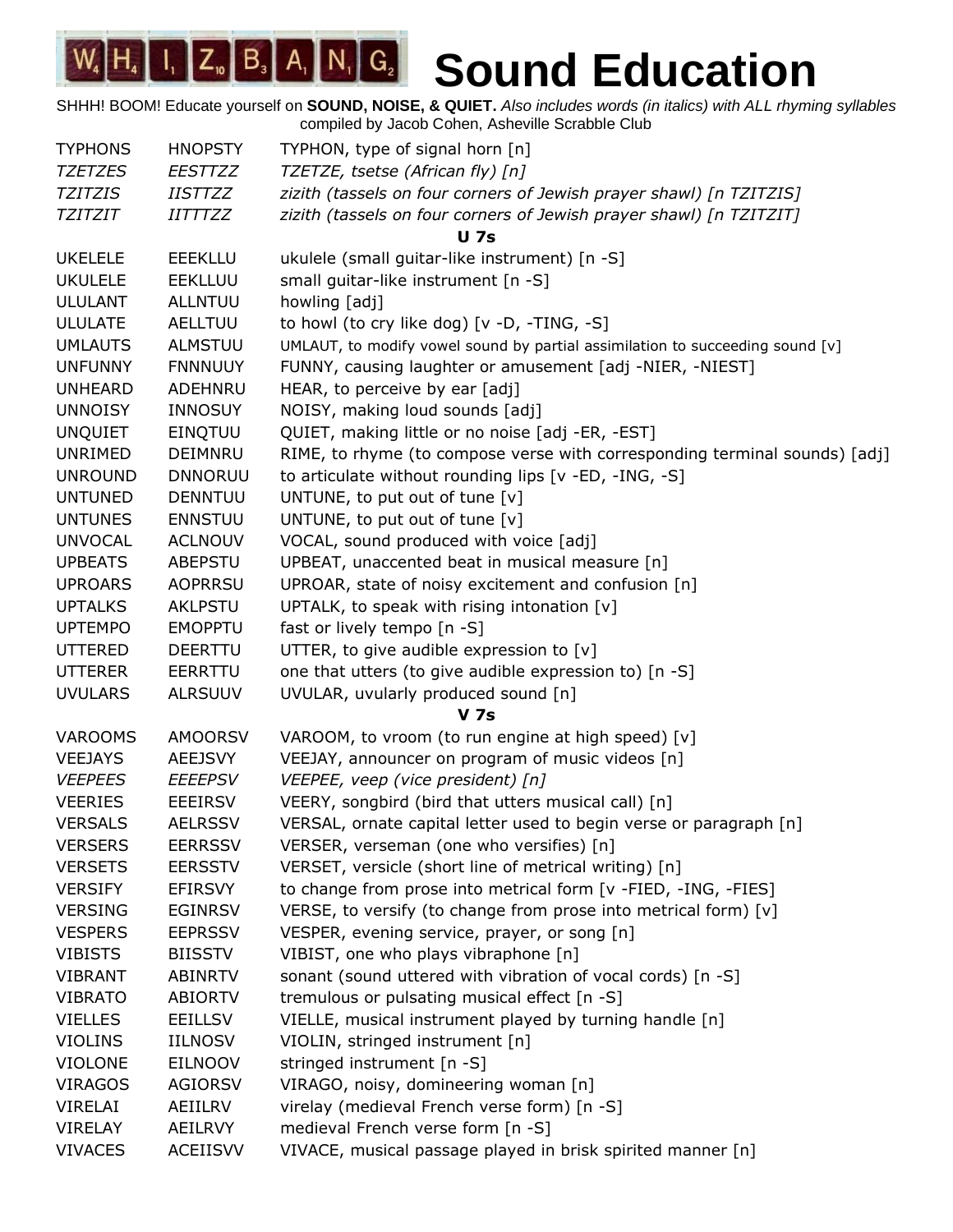# Sound Education

SHHH! BOOM! Educate yourself on **SOUND, NOISE, & QUIET.** *Also includes words (in italics) with ALL rhyming syllables*
compiled by Jacob Cohen, Asheville Scrabble Club

| | | |
|---|---|---|
| TYPHONS | HNOPSTY | TYPHON, type of signal horn [n] |
| *TZETZES* | *EESTTZZ* | *TZETZE, tsetse (African fly) [n]* |
| *TZITZIS* | *IISTTZZ* | *zizith (tassels on four corners of Jewish prayer shawl) [n TZITZIS]* |
| *TZITZIT* | *IITTTZZ* | *zizith (tassels on four corners of Jewish prayer shawl) [n TZITZIT]* |
| | | **U 7s** |
| UKELELE | EEEKLLU | ukulele (small guitar-like instrument) [n -S] |
| UKULELE | EEKLLUU | small guitar-like instrument [n -S] |
| ULULANT | ALLNTUU | howling [adj] |
| ULULATE | AELLTUU | to howl (to cry like dog) [v -D, -TING, -S] |
| UMLAUTS | ALMSTUU | UMLAUT, to modify vowel sound by partial assimilation to succeeding sound [v] |
| UNFUNNY | FNNNUUY | FUNNY, causing laughter or amusement [adj -NIER, -NIEST] |
| UNHEARD | ADEHNRU | HEAR, to perceive by ear [adj] |
| UNNOISY | INNOSUY | NOISY, making loud sounds [adj] |
| UNQUIET | EINQTUU | QUIET, making little or no noise [adj -ER, -EST] |
| UNRIMED | DEIMNRU | RIME, to rhyme (to compose verse with corresponding terminal sounds) [adj] |
| UNROUND | DNNORUU | to articulate without rounding lips [v -ED, -ING, -S] |
| UNTUNED | DENNTUU | UNTUNE, to put out of tune [v] |
| UNTUNES | ENNSTUU | UNTUNE, to put out of tune [v] |
| UNVOCAL | ACLNOUV | VOCAL, sound produced with voice [adj] |
| UPBEATS | ABEPSTU | UPBEAT, unaccented beat in musical measure [n] |
| UPROARS | AOPRRSU | UPROAR, state of noisy excitement and confusion [n] |
| UPTALKS | AKLPSTU | UPTALK, to speak with rising intonation [v] |
| UPTEMPO | EMOPPTU | fast or lively tempo [n -S] |
| UTTERED | DEERTTU | UTTER, to give audible expression to [v] |
| UTTERER | EERRTTU | one that utters (to give audible expression to) [n -S] |
| UVULARS | ALRSUUV | UVULAR, uvularly produced sound [n] |
| | | **V 7s** |
| VAROOMS | AMOORSV | VAROOM, to vroom (to run engine at high speed) [v] |
| VEEJAYS | AEEJSVY | VEEJAY, announcer on program of music videos [n] |
| *VEEPEES* | *EEEEPSV* | *VEEPEE, veep (vice president) [n]* |
| VEERIES | EEEIRSV | VEERY, songbird (bird that utters musical call) [n] |
| VERSALS | AELRSSV | VERSAL, ornate capital letter used to begin verse or paragraph [n] |
| VERSERS | EERRSSV | VERSER, verseman (one who versifies) [n] |
| VERSETS | EERSSTV | VERSET, versicle (short line of metrical writing) [n] |
| VERSIFY | EFIRSVY | to change from prose into metrical form [v -FIED, -ING, -FIES] |
| VERSING | EGINRSV | VERSE, to versify (to change from prose into metrical form) [v] |
| VESPERS | EEPRSSV | VESPER, evening service, prayer, or song [n] |
| VIBISTS | BIISSTV | VIBIST, one who plays vibraphone [n] |
| VIBRANT | ABINRTV | sonant (sound uttered with vibration of vocal cords) [n -S] |
| VIBRATO | ABIORTV | tremulous or pulsating musical effect [n -S] |
| VIELLES | EEILLSV | VIELLE, musical instrument played by turning handle [n] |
| VIOLINS | IILNOSV | VIOLIN, stringed instrument [n] |
| VIOLONE | EILNOOV | stringed instrument [n -S] |
| VIRAGOS | AGIORSV | VIRAGO, noisy, domineering woman [n] |
| VIRELAI | AEIILRV | virelay (medieval French verse form) [n -S] |
| VIRELAY | AEILRVY | medieval French verse form [n -S] |
| VIVACES | ACEIISVV | VIVACE, musical passage played in brisk spirited manner [n] |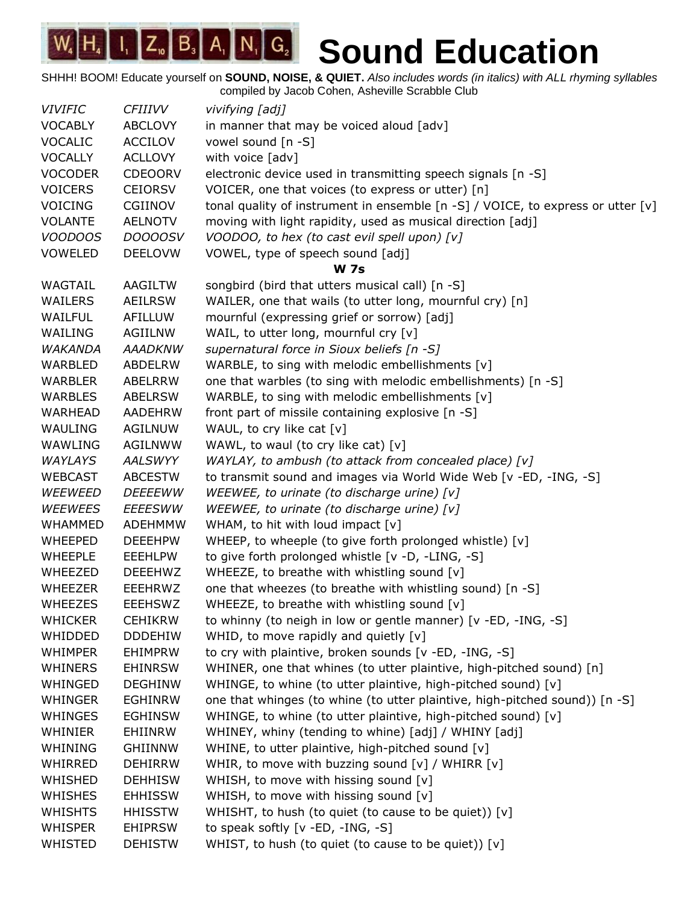# Sound Education

SHHH! BOOM! Educate yourself on **SOUND, NOISE, & QUIET.** *Also includes words (in italics) with ALL rhyming syllables*
compiled by Jacob Cohen, Asheville Scrabble Club

| | | |
|---|---|---|
| *VIVIFIC* | *CFIIIVV* | *vivifying [adj]* |
| VOCABLY | ABCLOVY | in manner that may be voiced aloud [adv] |
| VOCALIC | ACCILOV | vowel sound [n -S] |
| VOCALLY | ACLLOVY | with voice [adv] |
| VOCODER | CDEOORV | electronic device used in transmitting speech signals [n -S] |
| VOICERS | CEIORSV | VOICER, one that voices (to express or utter) [n] |
| VOICING | CGIINOV | tonal quality of instrument in ensemble [n -S] / VOICE, to express or utter [v] |
| VOLANTE | AELNOTV | moving with light rapidity, used as musical direction [adj] |
| *VOODOOS* | *DOOOOSV* | *VOODOO, to hex (to cast evil spell upon) [v]* |
| VOWELED | DEELOVW | VOWEL, type of speech sound [adj] |

**W 7s**

| | | |
|---|---|---|
| WAGTAIL | AAGILTW | songbird (bird that utters musical call) [n -S] |
| WAILERS | AEILRSW | WAILER, one that wails (to utter long, mournful cry) [n] |
| WAILFUL | AFILLUW | mournful (expressing grief or sorrow) [adj] |
| WAILING | AGIILNW | WAIL, to utter long, mournful cry [v] |
| *WAKANDA* | *AAADKNW* | *supernatural force in Sioux beliefs [n -S]* |
| WARBLED | ABDELRW | WARBLE, to sing with melodic embellishments [v] |
| WARBLER | ABELRRW | one that warbles (to sing with melodic embellishments) [n -S] |
| WARBLES | ABELRSW | WARBLE, to sing with melodic embellishments [v] |
| WARHEAD | AADEHRW | front part of missile containing explosive [n -S] |
| WAULING | AGILNUW | WAUL, to cry like cat [v] |
| WAWLING | AGILNWW | WAWL, to waul (to cry like cat) [v] |
| *WAYLAYS* | *AALSWYY* | *WAYLAY, to ambush (to attack from concealed place) [v]* |
| WEBCAST | ABCESTW | to transmit sound and images via World Wide Web [v -ED, -ING, -S] |
| *WEEWEED* | *DEEEEWW* | *WEEWEE, to urinate (to discharge urine) [v]* |
| *WEEWEES* | *EEEESWW* | *WEEWEE, to urinate (to discharge urine) [v]* |
| WHAMMED | ADEHMMW | WHAM, to hit with loud impact [v] |
| WHEEPED | DEEEHPW | WHEEP, to wheeple (to give forth prolonged whistle) [v] |
| WHEEPLE | EEEHLPW | to give forth prolonged whistle [v -D, -LING, -S] |
| WHEEZED | DEEEHWZ | WHEEZE, to breathe with whistling sound [v] |
| WHEEZER | EEEHRWZ | one that wheezes (to breathe with whistling sound) [n -S] |
| WHEEZES | EEEHSWZ | WHEEZE, to breathe with whistling sound [v] |
| WHICKER | CEHIKRW | to whinny (to neigh in low or gentle manner) [v -ED, -ING, -S] |
| WHIDDED | DDDEHIW | WHID, to move rapidly and quietly [v] |
| WHIMPER | EHIMPRW | to cry with plaintive, broken sounds [v -ED, -ING, -S] |
| WHINERS | EHINRSW | WHINER, one that whines (to utter plaintive, high-pitched sound) [n] |
| WHINGED | DEGHINW | WHINGE, to whine (to utter plaintive, high-pitched sound) [v] |
| WHINGER | EGHINRW | one that whinges (to whine (to utter plaintive, high-pitched sound)) [n -S] |
| WHINGES | EGHINSW | WHINGE, to whine (to utter plaintive, high-pitched sound) [v] |
| WHINIER | EHIINRW | WHINEY, whiny (tending to whine) [adj] / WHINY [adj] |
| WHINING | GHIINNW | WHINE, to utter plaintive, high-pitched sound [v] |
| WHIRRED | DEHIRRW | WHIR, to move with buzzing sound [v] / WHIRR [v] |
| WHISHED | DEHHISW | WHISH, to move with hissing sound [v] |
| WHISHES | EHHISSW | WHISH, to move with hissing sound [v] |
| WHISHTS | HHISSTW | WHISHT, to hush (to quiet (to cause to be quiet)) [v] |
| WHISPER | EHIPRSW | to speak softly [v -ED, -ING, -S] |
| WHISTED | DEHISTW | WHIST, to hush (to quiet (to cause to be quiet)) [v] |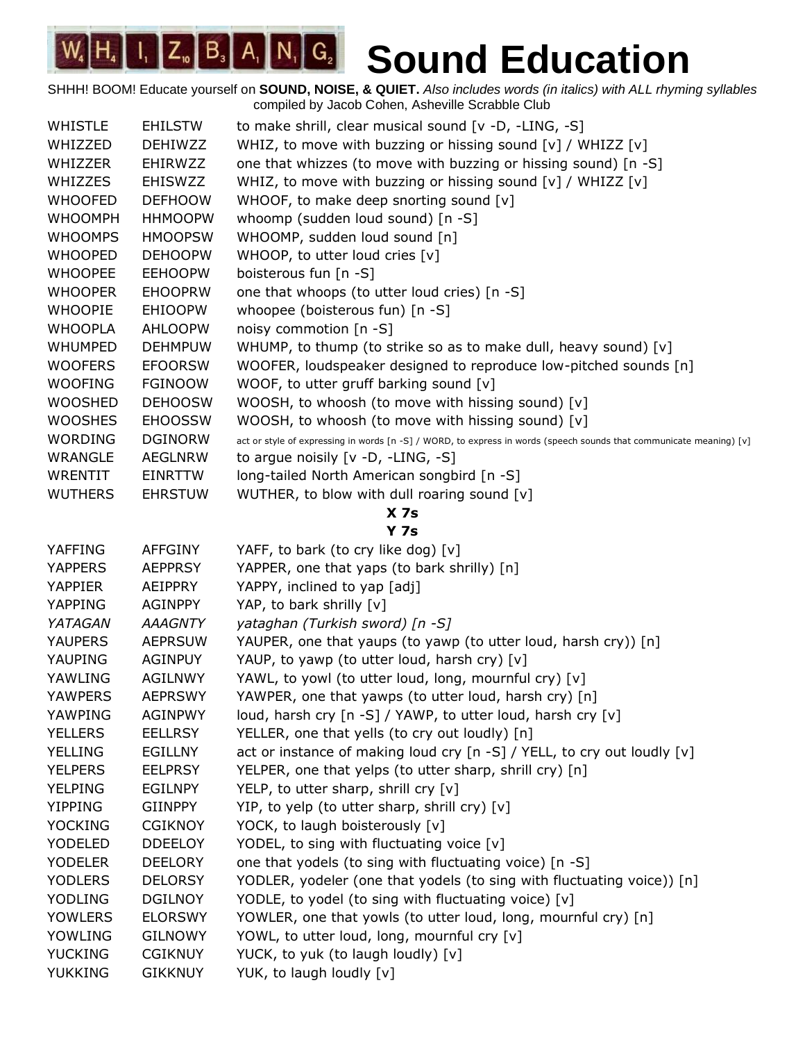# WHIZBANG Sound Education

SHHH! BOOM! Educate yourself on **SOUND, NOISE, & QUIET.** *Also includes words (in italics) with ALL rhyming syllables*
compiled by Jacob Cohen, Asheville Scrabble Club

| | | |
|---|---|---|
| WHISTLE | EHILSTW | to make shrill, clear musical sound [v -D, -LING, -S] |
| WHIZZED | DEHIWZZ | WHIZ, to move with buzzing or hissing sound [v] / WHIZZ [v] |
| WHIZZER | EHIRWZZ | one that whizzes (to move with buzzing or hissing sound) [n -S] |
| WHIZZES | EHISWZZ | WHIZ, to move with buzzing or hissing sound [v] / WHIZZ [v] |
| WHOOFED | DEFHOOW | WHOOF, to make deep snorting sound [v] |
| WHOOMPH | HHMOOPW | whoomp (sudden loud sound) [n -S] |
| WHOOMPS | HMOOPSW | WHOOMP, sudden loud sound [n] |
| WHOOPED | DEHOOPW | WHOOP, to utter loud cries [v] |
| WHOOPEE | EEHOOPW | boisterous fun [n -S] |
| WHOOPER | EHOOPRW | one that whoops (to utter loud cries) [n -S] |
| WHOOPIE | EHIOOPW | whoopee (boisterous fun) [n -S] |
| WHOOPLA | AHLOOPW | noisy commotion [n -S] |
| WHUMPED | DEHMPUW | WHUMP, to thump (to strike so as to make dull, heavy sound) [v] |
| WOOFERS | EFOORSW | WOOFER, loudspeaker designed to reproduce low-pitched sounds [n] |
| WOOFING | FGINOOW | WOOF, to utter gruff barking sound [v] |
| WOOSHED | DEHOOSW | WOOSH, to whoosh (to move with hissing sound) [v] |
| WOOSHES | EHOOSSW | WOOSH, to whoosh (to move with hissing sound) [v] |
| WORDING | DGINORW | act or style of expressing in words [n -S] / WORD, to express in words (speech sounds that communicate meaning) [v] |
| WRANGLE | AEGLNRW | to argue noisily [v -D, -LING, -S] |
| WRENTIT | EINRTTW | long-tailed North American songbird [n -S] |
| WUTHERS | EHRSTUW | WUTHER, to blow with dull roaring sound [v] |

**X 7s**

**Y 7s**

| | | |
|---|---|---|
| YAFFING | AFFGINY | YAFF, to bark (to cry like dog) [v] |
| YAPPERS | AEPPRSY | YAPPER, one that yaps (to bark shrilly) [n] |
| YAPPIER | AEIPPRY | YAPPY, inclined to yap [adj] |
| YAPPING | AGINPPY | YAP, to bark shrilly [v] |
| *YATAGAN* | *AAAGNTY* | *yataghan (Turkish sword) [n -S]* |
| YAUPERS | AEPRSUW | YAUPER, one that yaups (to yawp (to utter loud, harsh cry)) [n] |
| YAUPING | AGINPUY | YAUP, to yawp (to utter loud, harsh cry) [v] |
| YAWLING | AGILNWY | YAWL, to yowl (to utter loud, long, mournful cry) [v] |
| YAWPERS | AEPRSWY | YAWPER, one that yawps (to utter loud, harsh cry) [n] |
| YAWPING | AGINPWY | loud, harsh cry [n -S] / YAWP, to utter loud, harsh cry [v] |
| YELLERS | EELLRSY | YELLER, one that yells (to cry out loudly) [n] |
| YELLING | EGILLNY | act or instance of making loud cry [n -S] / YELL, to cry out loudly [v] |
| YELPERS | EELPRSY | YELPER, one that yelps (to utter sharp, shrill cry) [n] |
| YELPING | EGILNPY | YELP, to utter sharp, shrill cry [v] |
| YIPPING | GIINPPY | YIP, to yelp (to utter sharp, shrill cry) [v] |
| YOCKING | CGIKNOY | YOCK, to laugh boisterously [v] |
| YODELED | DDEELOY | YODEL, to sing with fluctuating voice [v] |
| YODELER | DEELORY | one that yodels (to sing with fluctuating voice) [n -S] |
| YODLERS | DELORSY | YODLER, yodeler (one that yodels (to sing with fluctuating voice)) [n] |
| YODLING | DGILNOY | YODLE, to yodel (to sing with fluctuating voice) [v] |
| YOWLERS | ELORSWY | YOWLER, one that yowls (to utter loud, long, mournful cry) [n] |
| YOWLING | GILNOWY | YOWL, to utter loud, long, mournful cry [v] |
| YUCKING | CGIKNUY | YUCK, to yuk (to laugh loudly) [v] |
| YUKKING | GIKKNUY | YUK, to laugh loudly [v] |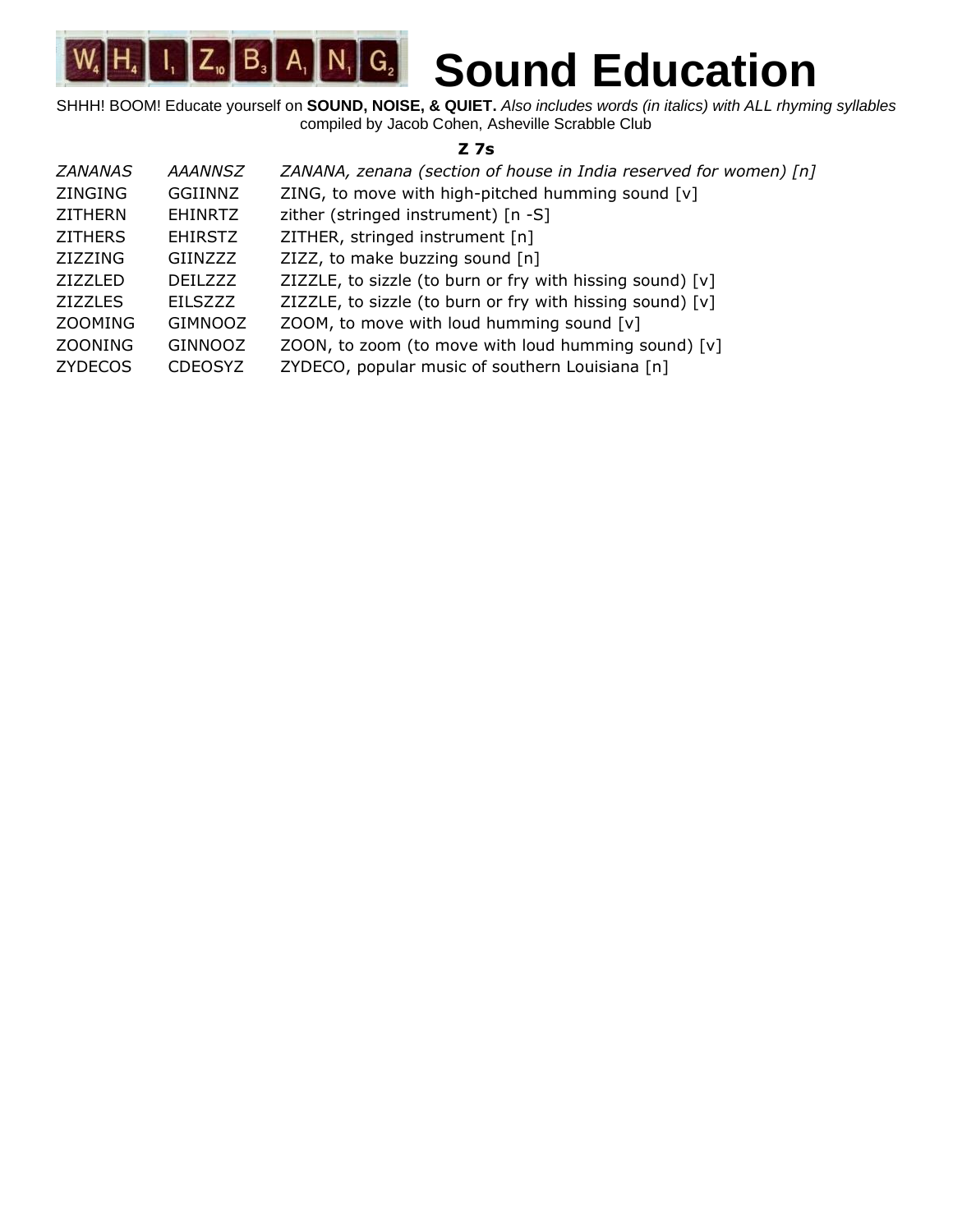# Sound Education

SHHH! BOOM! Educate yourself on **SOUND, NOISE, & QUIET.** *Also includes words (in italics) with ALL rhyming syllables*
compiled by Jacob Cohen, Asheville Scrabble Club

**Z 7s**

| | | |
|---|---|---|
| *ZANANAS* | *AAANNSZ* | *ZANANA, zenana (section of house in India reserved for women) [n]* |
| ZINGING | GGIINNZ | ZING, to move with high-pitched humming sound [v] |
| ZITHERN | EHINRTZ | zither (stringed instrument) [n -S] |
| ZITHERS | EHIRSTZ | ZITHER, stringed instrument [n] |
| ZIZZING | GIINZZZ | ZIZZ, to make buzzing sound [n] |
| ZIZZLED | DEILZZZ | ZIZZLE, to sizzle (to burn or fry with hissing sound) [v] |
| ZIZZLES | EILSZZZ | ZIZZLE, to sizzle (to burn or fry with hissing sound) [v] |
| ZOOMING | GIMNOOZ | ZOOM, to move with loud humming sound [v] |
| ZOONING | GINNOOZ | ZOON, to zoom (to move with loud humming sound) [v] |
| ZYDECOS | CDEOSYZ | ZYDECO, popular music of southern Louisiana [n] |